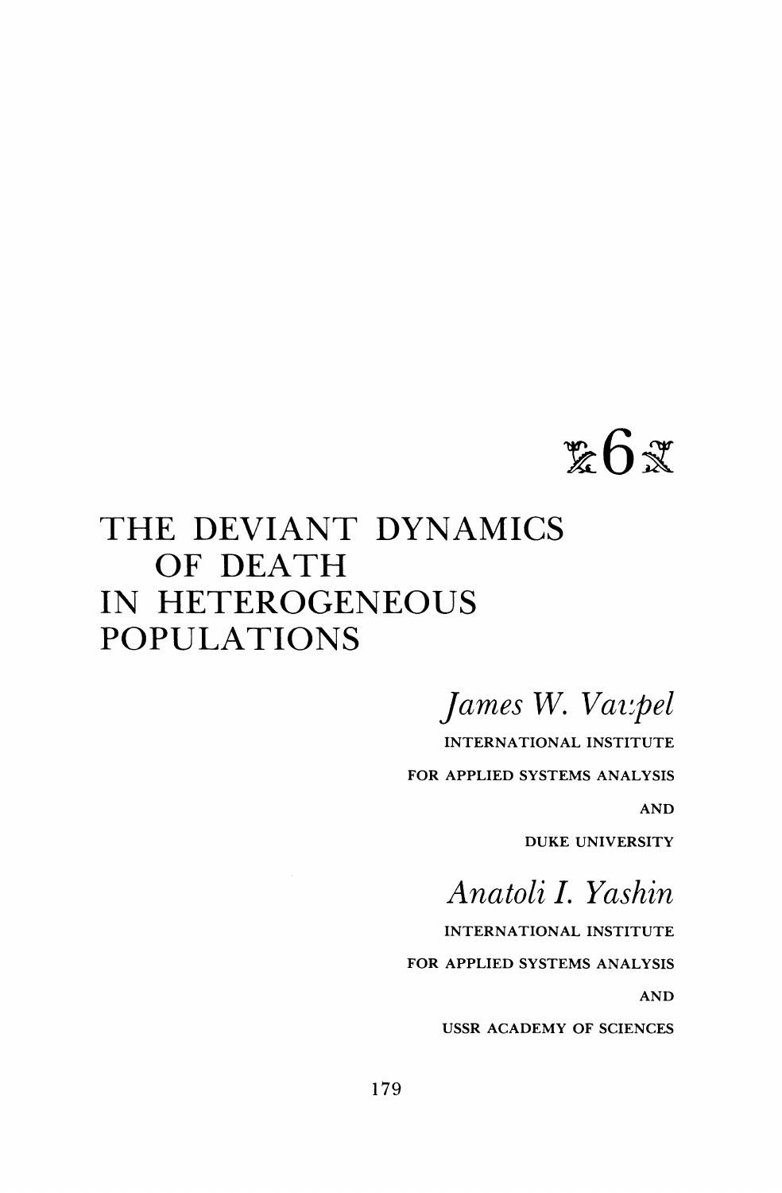# 6

# THE DEVIANT DYNAMICS OF DEATH IN HETEROGENEOUS POPULATIONS

*James W. Vaupel*

INTERNATIONAL INSTITUTE FOR APPLIED SYSTEMS ANALYSIS AND DUKE UNIVERSITY

*Anatoli I. Yashin*

INTERNATIONAL INSTITUTE FOR APPLIED SYSTEMS ANALYSIS AND USSR ACADEMY OF SCIENCES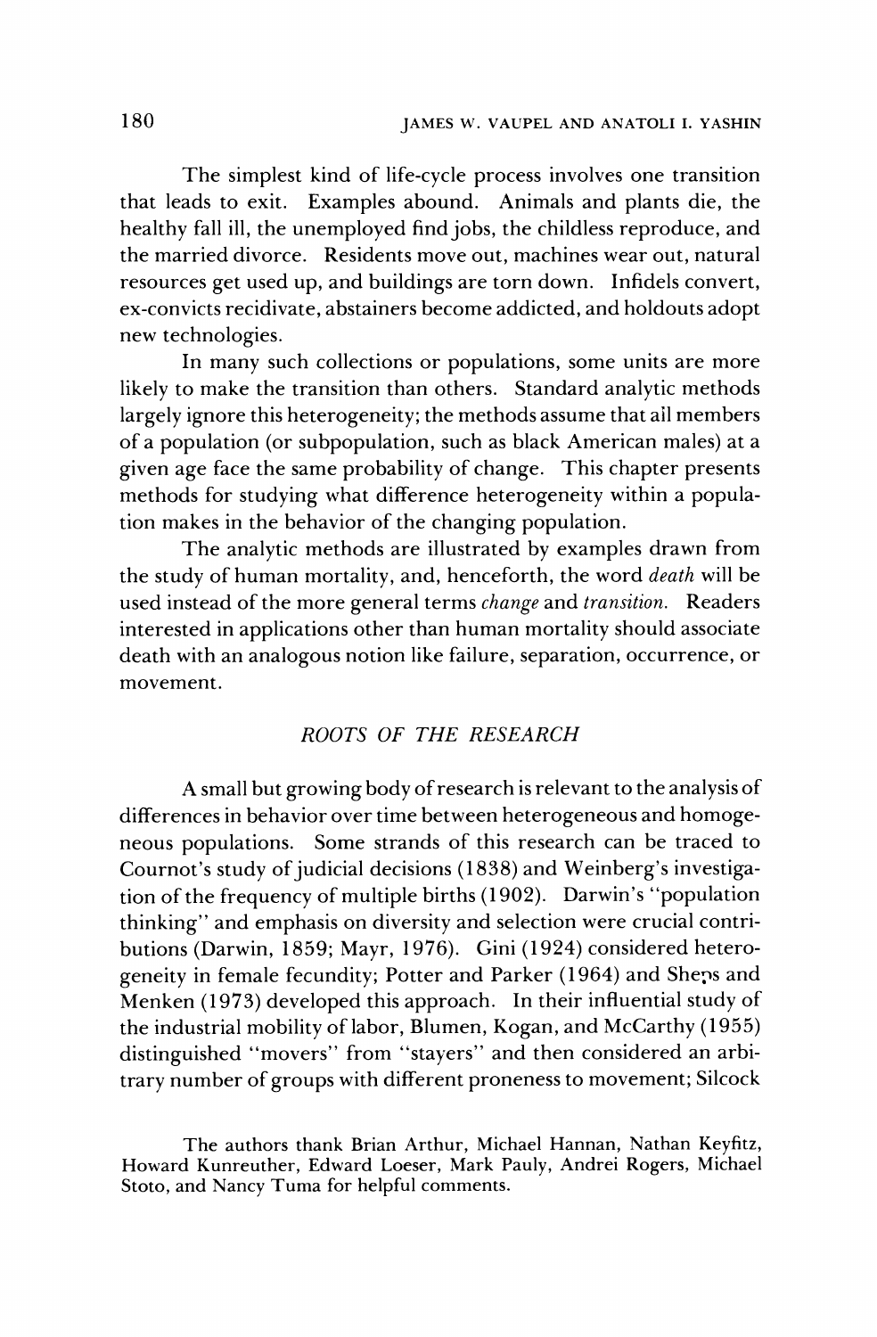The simplest kind of life-cycle process involves one transition that leads to exit. Examples abound. Animals and plants die, the healthy fall ill, the unemployed find jobs, the childless reproduce, and the married divorce. Residents move out, machines wear out, natural resources get used up, and buildings are torn down. Infidels convert, ex-convicts recidivate, abstainers become addicted, and holdouts adopt new technologies.

In many such collections or populations, some units are more likely to make the transition than others. Standard analytic methods largely ignore this heterogeneity; the methods assume that all members of a population (or subpopulation, such as black American males) at a given age face the same probability of change. This chapter presents methods for studying what difference heterogeneity within a population makes in the behavior of the changing population.

The analytic methods are illustrated by examples drawn from the study of human mortality, and, henceforth, the word *death* will be used instead of the more general terms *change* and *transition*. Readers interested in applications other than human mortality should associate death with an analogous notion like failure, separation, occurrence, or movement.

## *ROOTS OF THE RESEARCH*

A small but growing body of research is relevant to the analysis of differences in behavior over time between heterogeneous and homogeneous populations. Some strands of this research can be traced to Cournot's study of judicial decisions (1838) and Weinberg's investigation of the frequency of multiple births (1902). Darwin's "population thinking" and emphasis on diversity and selection were crucial contributions (Darwin, 1859; Mayr, 1976). Gini (1924) considered heterogeneity in female fecundity; Potter and Parker (1964) and Sheps and Menken (1973) developed this approach. In their influential study of the industrial mobility of labor, Blumen, Kogan, and McCarthy (1955) distinguished "movers" from "stayers" and then considered an arbitrary number of groups with different proneness to movement; Silcock

The authors thank Brian Arthur, Michael Hannan, Nathan Keyfitz, Howard Kunreuther, Edward Loeser, Mark Pauly, Andrei Rogers, Michael Stoto, and Nancy Tuma for helpful comments.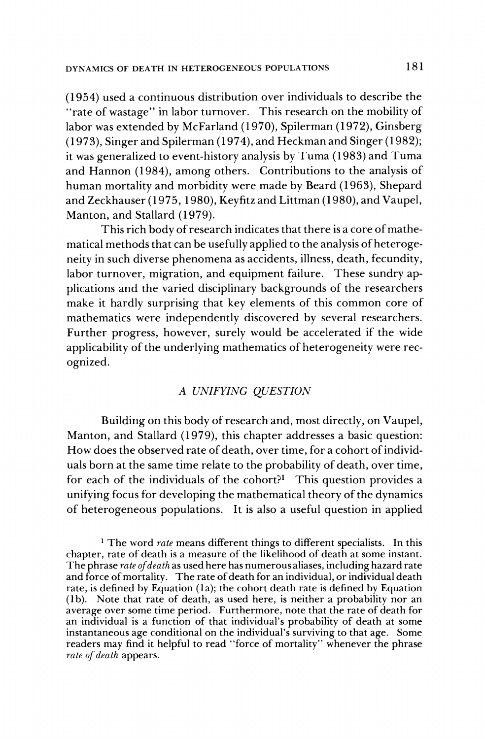(1954) used a continuous distribution over individuals to describe the "rate of wastage" in labor turnover. This research on the mobility of labor was extended by McFarland (1970), Spilerman (1972), Ginsberg (1973), Singer and Spilerman (1974), and Heckman and Singer (1982); it was generalized to event-history analysis by Tuma (1983) and Tuma and Hannon (1984), among others. Contributions to the analysis of human mortality and morbidity were made by Beard (1963), Shepard and Zeckhauser (1975, 1980), Keyfitz and Littman (1980), and Vaupel, Manton, and Stallard (1979).

This rich body of research indicates that there is a core of mathematical methods that can be usefully applied to the analysis of heterogeneity in such diverse phenomena as accidents, illness, death, fecundity, labor turnover, migration, and equipment failure. These sundry applications and the varied disciplinary backgrounds of the researchers make it hardly surprising that key elements of this common core of mathematics were independently discovered by several researchers. Further progress, however, surely would be accelerated if the wide applicability of the underlying mathematics of heterogeneity were recognized.

## *A UNIFYING QUESTION*

Building on this body of research and, most directly, on Vaupel, Manton, and Stallard (1979), this chapter addresses a basic question: How does the observed rate of death, over time, for a cohort of individuals born at the same time relate to the probability of death, over time, for each of the individuals of the cohort?[1] This question provides a unifying focus for developing the mathematical theory of the dynamics of heterogeneous populations. It is also a useful question in applied

[1] The word *rate* means different things to different specialists. In this chapter, rate of death is a measure of the likelihood of death at some instant. The phrase *rate of death* as used here has numerous aliases, including hazard rate and force of mortality. The rate of death for an individual, or individual death rate, is defined by Equation (1a); the cohort death rate is defined by Equation (1b). Note that rate of death, as used here, is neither a probability nor an average over some time period. Furthermore, note that the rate of death for an individual is a function of that individual's probability of death at some instantaneous age conditional on the individual's surviving to that age. Some readers may find it helpful to read "force of mortality" whenever the phrase *rate of death* appears.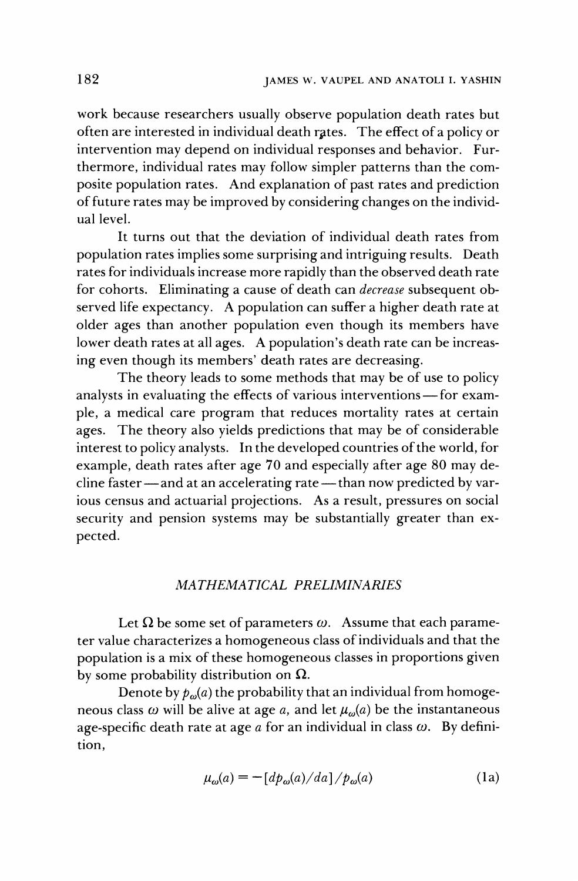work because researchers usually observe population death rates but often are interested in individual death rates. The effect of a policy or intervention may depend on individual responses and behavior. Furthermore, individual rates may follow simpler patterns than the composite population rates. And explanation of past rates and prediction of future rates may be improved by considering changes on the individual level.

It turns out that the deviation of individual death rates from population rates implies some surprising and intriguing results. Death rates for individuals increase more rapidly than the observed death rate for cohorts. Eliminating a cause of death can *decrease* subsequent observed life expectancy. A population can suffer a higher death rate at older ages than another population even though its members have lower death rates at all ages. A population's death rate can be increasing even though its members' death rates are decreasing.

The theory leads to some methods that may be of use to policy analysts in evaluating the effects of various interventions—for example, a medical care program that reduces mortality rates at certain ages. The theory also yields predictions that may be of considerable interest to policy analysts. In the developed countries of the world, for example, death rates after age 70 and especially after age 80 may decline faster—and at an accelerating rate—than now predicted by various census and actuarial projections. As a result, pressures on social security and pension systems may be substantially greater than expected.

## *MATHEMATICAL PRELIMINARIES*

Let $\Omega$ be some set of parameters $\omega$. Assume that each parameter value characterizes a homogeneous class of individuals and that the population is a mix of these homogeneous classes in proportions given by some probability distribution on $\Omega$.

Denote by $p_\omega(a)$ the probability that an individual from homogeneous class $\omega$ will be alive at age $a$, and let $\mu_\omega(a)$ be the instantaneous age-specific death rate at age $a$ for an individual in class $\omega$. By definition,

$$\mu_\omega(a) = -[dp_\omega(a)/da]/p_\omega(a) \tag{1a}$$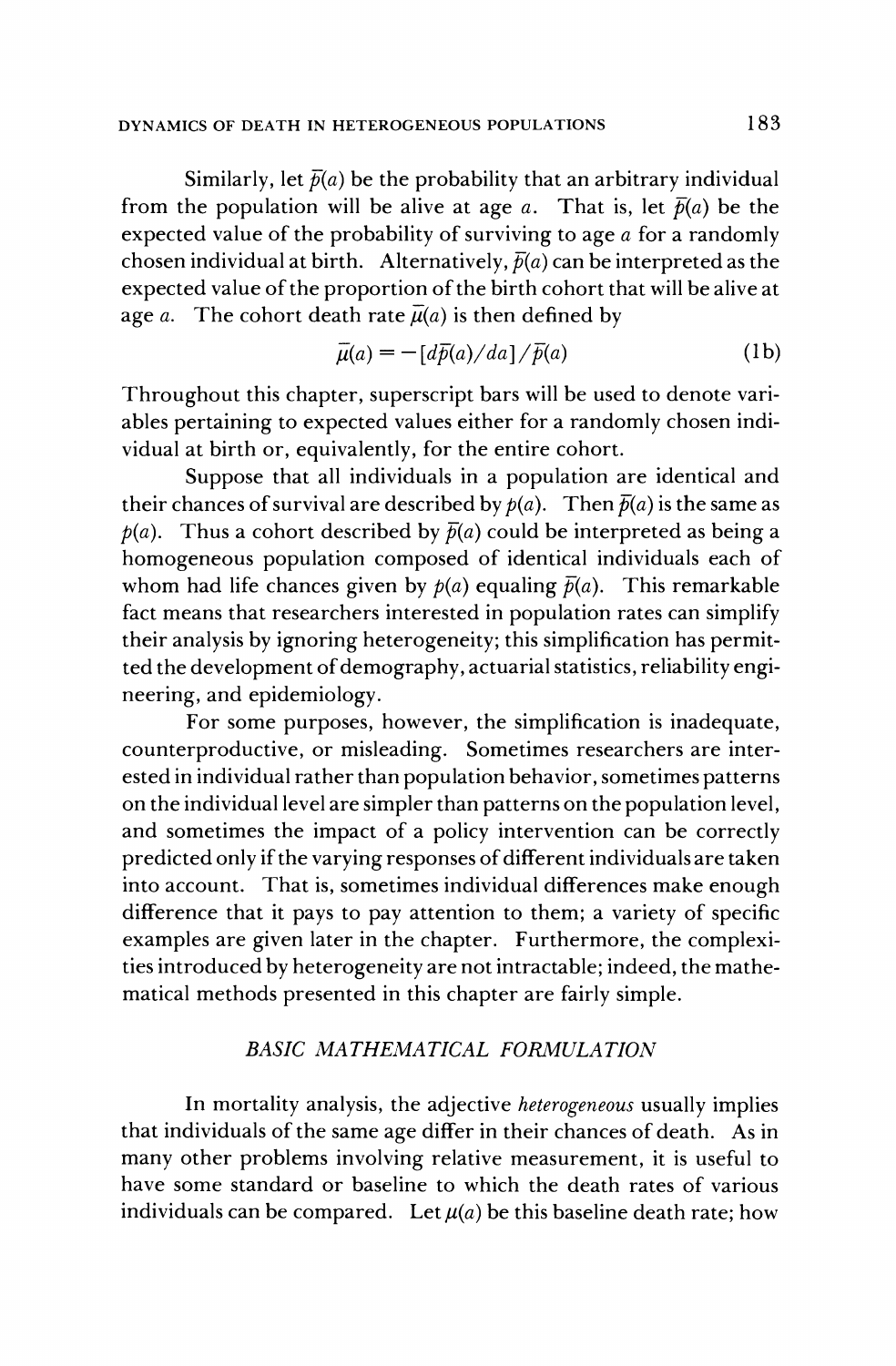Similarly, let $\bar{p}(a)$ be the probability that an arbitrary individual from the population will be alive at age $a$. That is, let $\bar{p}(a)$ be the expected value of the probability of surviving to age $a$ for a randomly chosen individual at birth. Alternatively, $\bar{p}(a)$ can be interpreted as the expected value of the proportion of the birth cohort that will be alive at age $a$. The cohort death rate $\bar{\mu}(a)$ is then defined by

$$\bar{\mu}(a) = -[d\bar{p}(a)/da]/\bar{p}(a) \tag{1b}$$

Throughout this chapter, superscript bars will be used to denote variables pertaining to expected values either for a randomly chosen individual at birth or, equivalently, for the entire cohort.

Suppose that all individuals in a population are identical and their chances of survival are described by $p(a)$. Then $\bar{p}(a)$ is the same as $p(a)$. Thus a cohort described by $\bar{p}(a)$ could be interpreted as being a homogeneous population composed of identical individuals each of whom had life chances given by $p(a)$ equaling $\bar{p}(a)$. This remarkable fact means that researchers interested in population rates can simplify their analysis by ignoring heterogeneity; this simplification has permitted the development of demography, actuarial statistics, reliability engineering, and epidemiology.

For some purposes, however, the simplification is inadequate, counterproductive, or misleading. Sometimes researchers are interested in individual rather than population behavior, sometimes patterns on the individual level are simpler than patterns on the population level, and sometimes the impact of a policy intervention can be correctly predicted only if the varying responses of different individuals are taken into account. That is, sometimes individual differences make enough difference that it pays to pay attention to them; a variety of specific examples are given later in the chapter. Furthermore, the complexities introduced by heterogeneity are not intractable; indeed, the mathematical methods presented in this chapter are fairly simple.

## *BASIC MATHEMATICAL FORMULATION*

In mortality analysis, the adjective *heterogeneous* usually implies that individuals of the same age differ in their chances of death. As in many other problems involving relative measurement, it is useful to have some standard or baseline to which the death rates of various individuals can be compared. Let $\mu(a)$ be this baseline death rate; how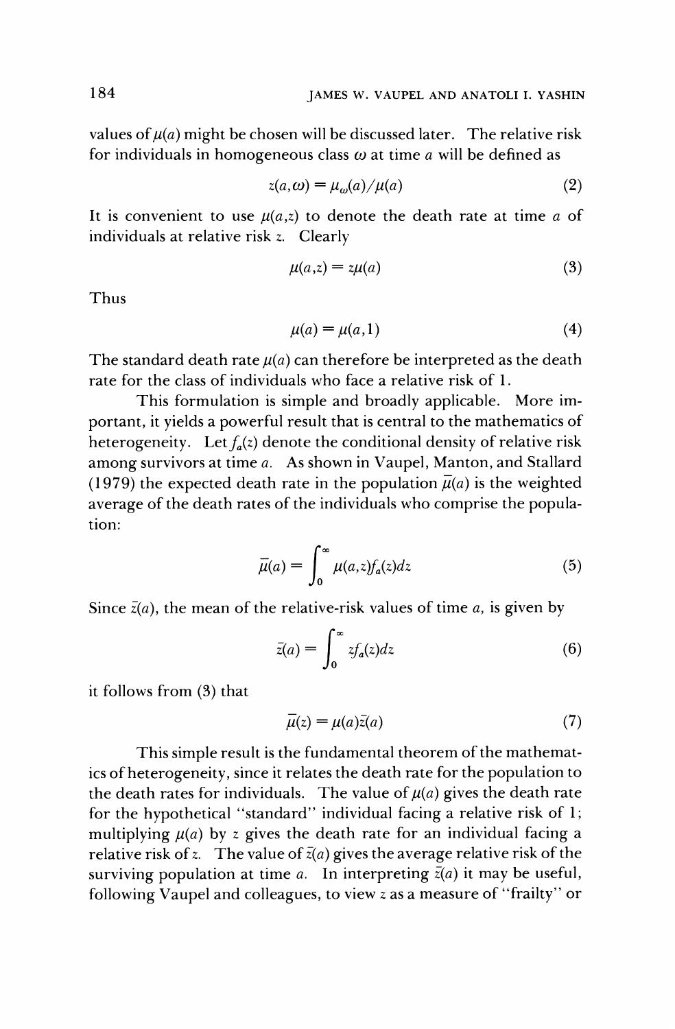values of $\mu(a)$ might be chosen will be discussed later. The relative risk for individuals in homogeneous class $\omega$ at time $a$ will be defined as

$$z(a,\omega) = \mu_\omega(a)/\mu(a) \tag{2}$$

It is convenient to use $\mu(a,z)$ to denote the death rate at time $a$ of individuals at relative risk $z$. Clearly

$$\mu(a,z) = z\mu(a) \tag{3}$$

Thus

$$\mu(a) = \mu(a,1) \tag{4}$$

The standard death rate $\mu(a)$ can therefore be interpreted as the death rate for the class of individuals who face a relative risk of 1.

This formulation is simple and broadly applicable. More important, it yields a powerful result that is central to the mathematics of heterogeneity. Let $f_a(z)$ denote the conditional density of relative risk among survivors at time $a$. As shown in Vaupel, Manton, and Stallard (1979) the expected death rate in the population $\bar{\mu}(a)$ is the weighted average of the death rates of the individuals who comprise the population:

$$\bar{\mu}(a) = \int_0^\infty \mu(a,z) f_a(z) dz \tag{5}$$

Since $\bar{z}(a)$, the mean of the relative-risk values of time $a$, is given by

$$\bar{z}(a) = \int_0^\infty z f_a(z) dz \tag{6}$$

it follows from (3) that

$$\bar{\mu}(z) = \mu(a)\bar{z}(a) \tag{7}$$

This simple result is the fundamental theorem of the mathematics of heterogeneity, since it relates the death rate for the population to the death rates for individuals. The value of $\mu(a)$ gives the death rate for the hypothetical "standard" individual facing a relative risk of 1; multiplying $\mu(a)$ by $z$ gives the death rate for an individual facing a relative risk of $z$. The value of $\bar{z}(a)$ gives the average relative risk of the surviving population at time $a$. In interpreting $\bar{z}(a)$ it may be useful, following Vaupel and colleagues, to view $z$ as a measure of "frailty" or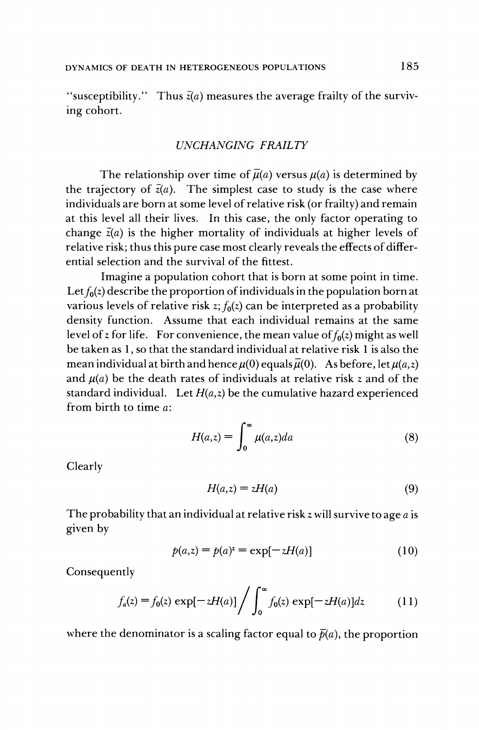"susceptibility." Thus $\bar{z}(a)$ measures the average frailty of the surviving cohort.

## *UNCHANGING FRAILTY*

The relationship over time of $\bar{\mu}(a)$ versus $\mu(a)$ is determined by the trajectory of $\bar{z}(a)$. The simplest case to study is the case where individuals are born at some level of relative risk (or frailty) and remain at this level all their lives. In this case, the only factor operating to change $\bar{z}(a)$ is the higher mortality of individuals at higher levels of relative risk; thus this pure case most clearly reveals the effects of differential selection and the survival of the fittest.

Imagine a population cohort that is born at some point in time. Let $f_0(z)$ describe the proportion of individuals in the population born at various levels of relative risk $z$; $f_0(z)$ can be interpreted as a probability density function. Assume that each individual remains at the same level of $z$ for life. For convenience, the mean value of $f_0(z)$ might as well be taken as 1, so that the standard individual at relative risk 1 is also the mean individual at birth and hence $\mu(0)$ equals $\bar{\mu}(0)$. As before, let $\mu(a,z)$ and $\mu(a)$ be the death rates of individuals at relative risk $z$ and of the standard individual. Let $H(a,z)$ be the cumulative hazard experienced from birth to time $a$:

$$H(a,z) = \int_0^\infty \mu(a,z)da \tag{8}$$

Clearly

$$H(a,z) = zH(a) \tag{9}$$

The probability that an individual at relative risk $z$ will survive to age $a$ is given by

$$p(a,z) = p(a)^z = \exp[-zH(a)] \tag{10}$$

Consequently

$$f_a(z) = f_0(z)\exp[-zH(a)] \Big/ \int_0^\infty f_0(z)\exp[-zH(a)]dz \tag{11}$$

where the denominator is a scaling factor equal to $\bar{p}(a)$, the proportion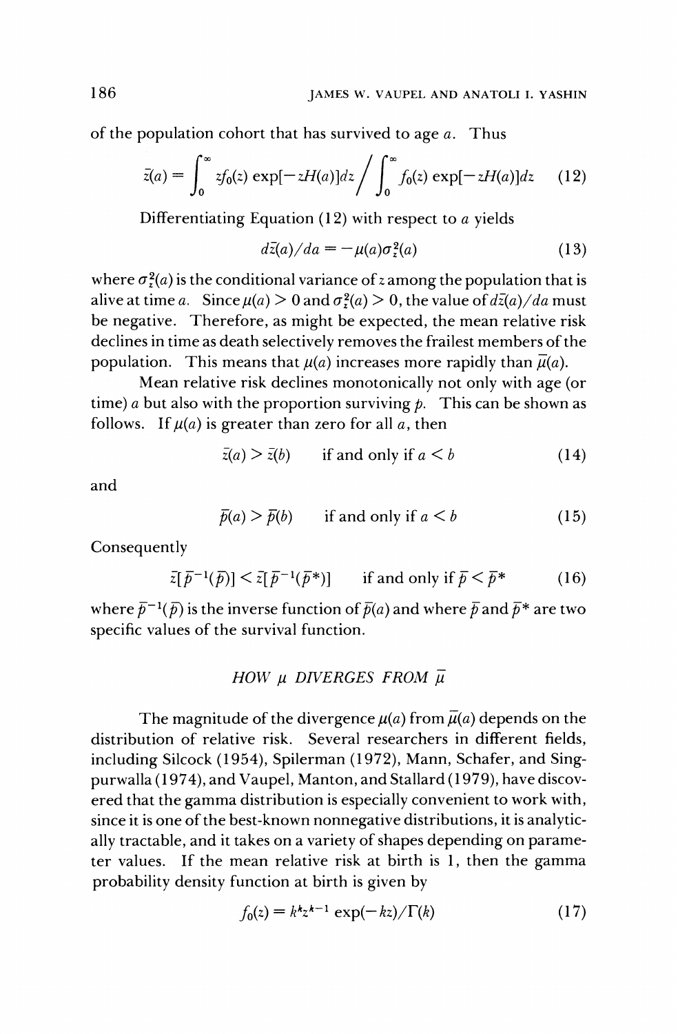of the population cohort that has survived to age $a$. Thus

$$\bar{z}(a) = \int_0^\infty z f_0(z) \exp[-zH(a)]dz \Big/ \int_0^\infty f_0(z) \exp[-zH(a)]dz \quad (12)$$

Differentiating Equation (12) with respect to $a$ yields

$$d\bar{z}(a)/da = -\mu(a)\sigma_z^2(a) \quad (13)$$

where $\sigma_z^2(a)$ is the conditional variance of $z$ among the population that is alive at time $a$. Since $\mu(a) > 0$ and $\sigma_z^2(a) > 0$, the value of $d\bar{z}(a)/da$ must be negative. Therefore, as might be expected, the mean relative risk declines in time as death selectively removes the frailest members of the population. This means that $\mu(a)$ increases more rapidly than $\bar{\mu}(a)$.

Mean relative risk declines monotonically not only with age (or time) $a$ but also with the proportion surviving $\bar{p}$. This can be shown as follows. If $\mu(a)$ is greater than zero for all $a$, then

$$\bar{z}(a) > \bar{z}(b) \qquad \text{if and only if } a < b \quad (14)$$

and

$$\bar{p}(a) > \bar{p}(b) \qquad \text{if and only if } a < b \quad (15)$$

Consequently

$$\bar{z}[\bar{p}^{-1}(\bar{p})] < \bar{z}[\bar{p}^{-1}(\bar{p}^*)] \qquad \text{if and only if } \bar{p} < \bar{p}^* \quad (16)$$

where $\bar{p}^{-1}(\bar{p})$ is the inverse function of $\bar{p}(a)$ and where $\bar{p}$ and $\bar{p}^*$ are two specific values of the survival function.

## *HOW $\mu$ DIVERGES FROM $\bar{\mu}$*

The magnitude of the divergence $\mu(a)$ from $\bar{\mu}(a)$ depends on the distribution of relative risk. Several researchers in different fields, including Silcock (1954), Spilerman (1972), Mann, Schafer, and Singpurwalla (1974), and Vaupel, Manton, and Stallard (1979), have discovered that the gamma distribution is especially convenient to work with, since it is one of the best-known nonnegative distributions, it is analytically tractable, and it takes on a variety of shapes depending on parameter values. If the mean relative risk at birth is 1, then the gamma probability density function at birth is given by

$$f_0(z) = k^k z^{k-1} \exp(-kz)/\Gamma(k) \quad (17)$$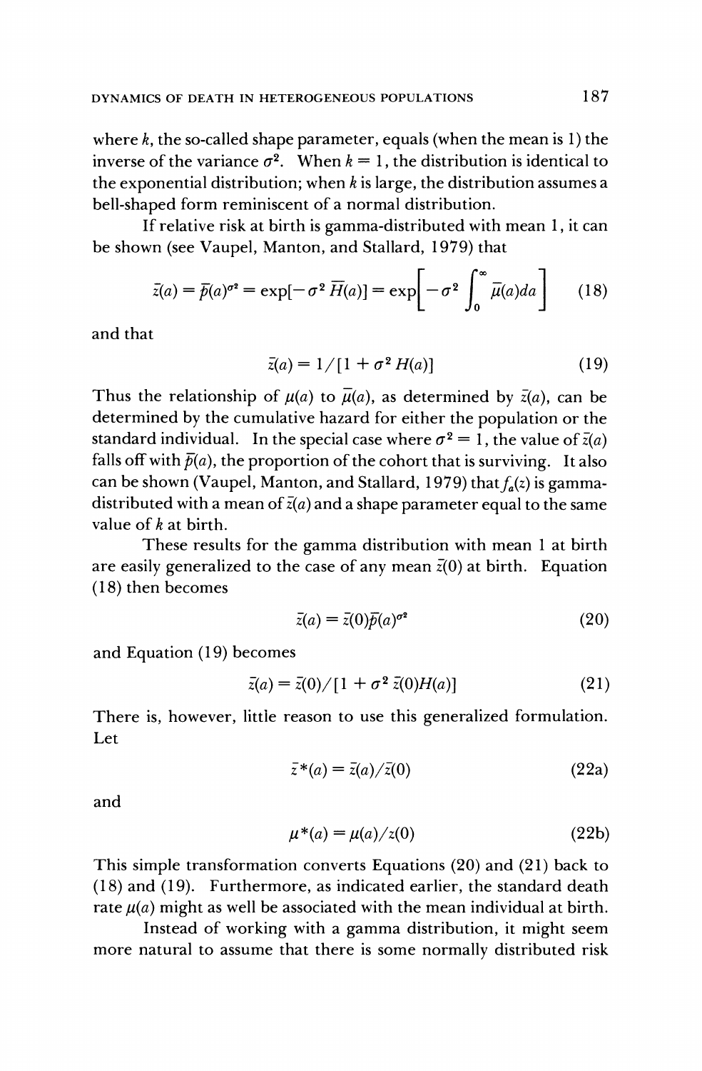where $k$, the so-called shape parameter, equals (when the mean is 1) the inverse of the variance $\sigma^2$. When $k = 1$, the distribution is identical to the exponential distribution; when $k$ is large, the distribution assumes a bell-shaped form reminiscent of a normal distribution.

If relative risk at birth is gamma-distributed with mean 1, it can be shown (see Vaupel, Manton, and Stallard, 1979) that

$$\bar{z}(a) = \bar{p}(a)^{\sigma^2} = \exp[-\sigma^2 \, \overline{H}(a)] = \exp\left[-\sigma^2 \int_0^\infty \bar{\mu}(a)da\right] \tag{18}$$

and that

$$\bar{z}(a) = 1/[1 + \sigma^2 H(a)] \tag{19}$$

Thus the relationship of $\mu(a)$ to $\bar{\mu}(a)$, as determined by $\bar{z}(a)$, can be determined by the cumulative hazard for either the population or the standard individual. In the special case where $\sigma^2 = 1$, the value of $\bar{z}(a)$ falls off with $\bar{p}(a)$, the proportion of the cohort that is surviving. It also can be shown (Vaupel, Manton, and Stallard, 1979) that $f_a(z)$ is gamma-distributed with a mean of $\bar{z}(a)$ and a shape parameter equal to the same value of $k$ at birth.

These results for the gamma distribution with mean 1 at birth are easily generalized to the case of any mean $\bar{z}(0)$ at birth. Equation (18) then becomes

$$\bar{z}(a) = \bar{z}(0)\bar{p}(a)^{\sigma^2} \tag{20}$$

and Equation (19) becomes

$$\bar{z}(a) = \bar{z}(0)/[1 + \sigma^2 \, \bar{z}(0)H(a)] \tag{21}$$

There is, however, little reason to use this generalized formulation. Let

$$\bar{z}^*(a) = \bar{z}(a)/\bar{z}(0) \tag{22a}$$

and

$$\mu^*(a) = \mu(a)/z(0) \tag{22b}$$

This simple transformation converts Equations (20) and (21) back to (18) and (19). Furthermore, as indicated earlier, the standard death rate $\mu(a)$ might as well be associated with the mean individual at birth.

Instead of working with a gamma distribution, it might seem more natural to assume that there is some normally distributed risk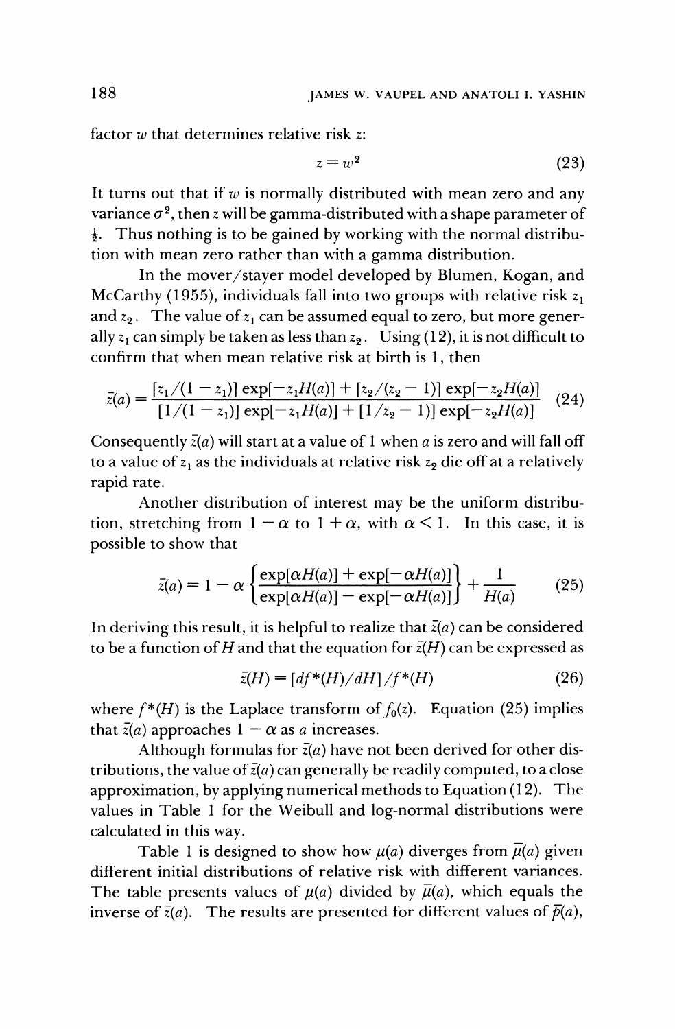factor $w$ that determines relative risk $z$:

$$z = w^2 \tag{23}$$

It turns out that if $w$ is normally distributed with mean zero and any variance $\sigma^2$, then $z$ will be gamma-distributed with a shape parameter of $\frac{1}{2}$. Thus nothing is to be gained by working with the normal distribution with mean zero rather than with a gamma distribution.

In the mover/stayer model developed by Blumen, Kogan, and McCarthy (1955), individuals fall into two groups with relative risk $z_1$ and $z_2$. The value of $z_1$ can be assumed equal to zero, but more generally $z_1$ can simply be taken as less than $z_2$. Using (12), it is not difficult to confirm that when mean relative risk at birth is 1, then

$$\bar{z}(a) = \frac{[z_1/(1 - z_1)] \exp[-z_1 H(a)] + [z_2/(z_2 - 1)] \exp[-z_2 H(a)]}{[1/(1 - z_1)] \exp[-z_1 H(a)] + [1/z_2 - 1)] \exp[-z_2 H(a)]} \tag{24}$$

Consequently $\bar{z}(a)$ will start at a value of 1 when $a$ is zero and will fall off to a value of $z_1$ as the individuals at relative risk $z_2$ die off at a relatively rapid rate.

Another distribution of interest may be the uniform distribution, stretching from $1 - \alpha$ to $1 + \alpha$, with $\alpha < 1$. In this case, it is possible to show that

$$\bar{z}(a) = 1 - \alpha \left\{ \frac{\exp[\alpha H(a)] + \exp[-\alpha H(a)]}{\exp[\alpha H(a)] - \exp[-\alpha H(a)]} \right\} + \frac{1}{H(a)} \tag{25}$$

In deriving this result, it is helpful to realize that $\bar{z}(a)$ can be considered to be a function of $H$ and that the equation for $\bar{z}(H)$ can be expressed as

$$\bar{z}(H) = [df^*(H)/dH]/f^*(H) \tag{26}$$

where $f^*(H)$ is the Laplace transform of $f_0(z)$. Equation (25) implies that $\bar{z}(a)$ approaches $1 - \alpha$ as $a$ increases.

Although formulas for $\bar{z}(a)$ have not been derived for other distributions, the value of $\bar{z}(a)$ can generally be readily computed, to a close approximation, by applying numerical methods to Equation (12). The values in Table 1 for the Weibull and log-normal distributions were calculated in this way.

Table 1 is designed to show how $\mu(a)$ diverges from $\bar{\mu}(a)$ given different initial distributions of relative risk with different variances. The table presents values of $\mu(a)$ divided by $\bar{\mu}(a)$, which equals the inverse of $\bar{z}(a)$. The results are presented for different values of $\bar{p}(a)$,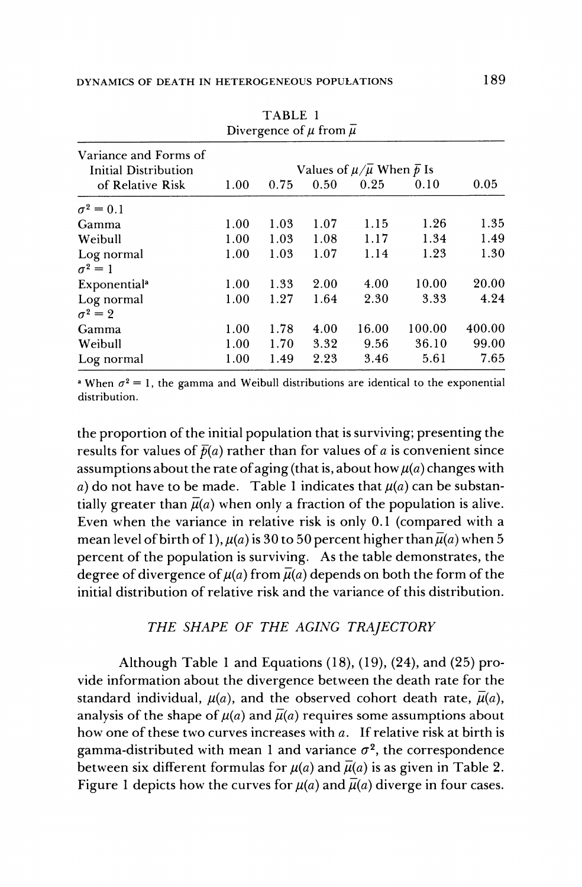TABLE 1
Divergence of $\mu$ from $\bar{\mu}$

| Variance and Forms of Initial Distribution of Relative Risk | Values of $\mu/\bar{\mu}$ When $\bar{p}$ Is | | | | | |
|---|---|---|---|---|---|---|
| | 1.00 | 0.75 | 0.50 | 0.25 | 0.10 | 0.05 |
| $\sigma^2 = 0.1$ | | | | | | |
| Gamma | 1.00 | 1.03 | 1.07 | 1.15 | 1.26 | 1.35 |
| Weibull | 1.00 | 1.03 | 1.08 | 1.17 | 1.34 | 1.49 |
| Log normal | 1.00 | 1.03 | 1.07 | 1.14 | 1.23 | 1.30 |
| $\sigma^2 = 1$ | | | | | | |
| Exponential[a] | 1.00 | 1.33 | 2.00 | 4.00 | 10.00 | 20.00 |
| Log normal | 1.00 | 1.27 | 1.64 | 2.30 | 3.33 | 4.24 |
| $\sigma^2 = 2$ | | | | | | |
| Gamma | 1.00 | 1.78 | 4.00 | 16.00 | 100.00 | 400.00 |
| Weibull | 1.00 | 1.70 | 3.32 | 9.56 | 36.10 | 99.00 |
| Log normal | 1.00 | 1.49 | 2.23 | 3.46 | 5.61 | 7.65 |

[a] When $\sigma^2 = 1$, the gamma and Weibull distributions are identical to the exponential distribution.

the proportion of the initial population that is surviving; presenting the results for values of $\bar{p}(a)$ rather than for values of $a$ is convenient since assumptions about the rate of aging (that is, about how $\mu(a)$ changes with $a$) do not have to be made. Table 1 indicates that $\mu(a)$ can be substantially greater than $\bar{\mu}(a)$ when only a fraction of the population is alive. Even when the variance in relative risk is only 0.1 (compared with a mean level of birth of 1), $\mu(a)$ is 30 to 50 percent higher than $\bar{\mu}(a)$ when 5 percent of the population is surviving. As the table demonstrates, the degree of divergence of $\mu(a)$ from $\bar{\mu}(a)$ depends on both the form of the initial distribution of relative risk and the variance of this distribution.

### *THE SHAPE OF THE AGING TRAJECTORY*

Although Table 1 and Equations (18), (19), (24), and (25) provide information about the divergence between the death rate for the standard individual, $\mu(a)$, and the observed cohort death rate, $\bar{\mu}(a)$, analysis of the shape of $\mu(a)$ and $\bar{\mu}(a)$ requires some assumptions about how one of these two curves increases with $a$. If relative risk at birth is gamma-distributed with mean 1 and variance $\sigma^2$, the correspondence between six different formulas for $\mu(a)$ and $\bar{\mu}(a)$ is as given in Table 2. Figure 1 depicts how the curves for $\mu(a)$ and $\bar{\mu}(a)$ diverge in four cases.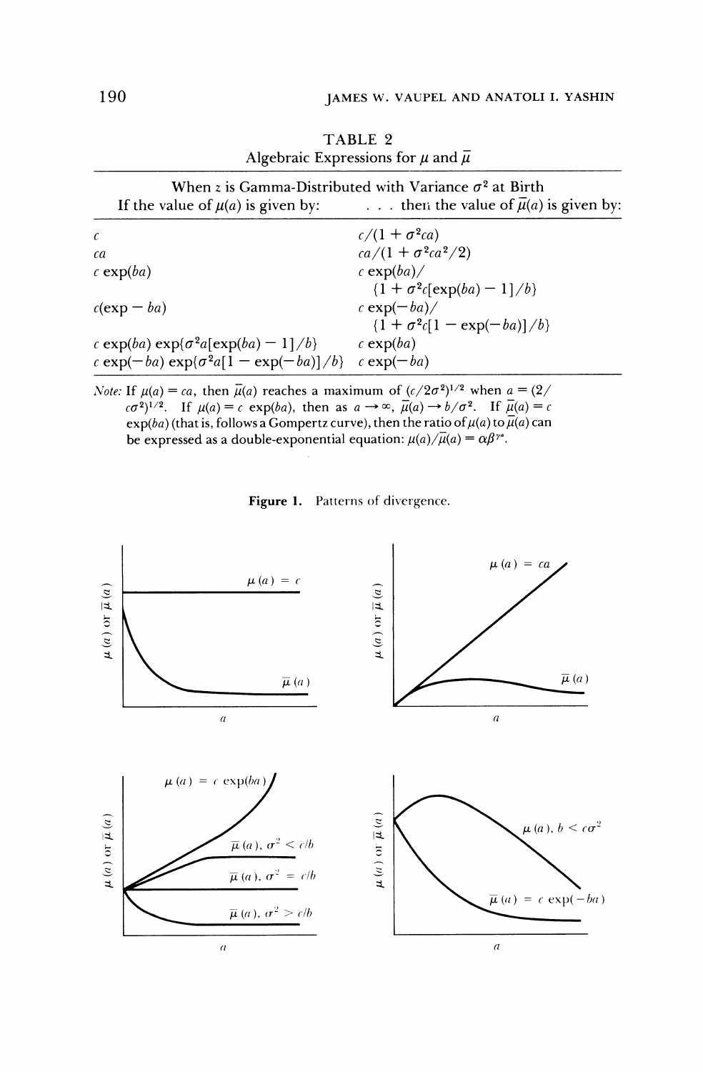TABLE 2
Algebraic Expressions for $\mu$ and $\bar{\mu}$

| When $z$ is Gamma-Distributed with Variance $\sigma^2$ at Birth | |
|---|---|
| If the value of $\mu(a)$ is given by: | . . . then the value of $\bar{\mu}(a)$ is given by: |
| $c$ | $c/(1 + \sigma^2 ca)$ |
| $ca$ | $ca/(1 + \sigma^2 ca^2/2)$ |
| $c \exp(ba)$ | $c \exp(ba)/ \{1 + \sigma^2 c[\exp(ba) - 1]/b\}$ |
| $c(\exp - ba)$ | $c \exp(-ba)/ \{1 + \sigma^2 c[1 - \exp(-ba)]/b\}$ |
| $c \exp(ba) \exp\{\sigma^2 a[\exp(ba) - 1]/b\}$ | $c \exp(ba)$ |
| $c \exp(-ba) \exp\{\sigma^2 a[1 - \exp(-ba)]/b\}$ | $c \exp(-ba)$ |

*Note:* If $\mu(a) = ca$, then $\bar{\mu}(a)$ reaches a maximum of $(c/2\sigma^2)^{1/2}$ when $a = (2/c\sigma^2)^{1/2}$. If $\mu(a) = c \exp(ba)$, then as $a \rightarrow \infty$, $\bar{\mu}(a) \rightarrow b/\sigma^2$. If $\bar{\mu}(a) = c \exp(ba)$ (that is, follows a Gompertz curve), then the ratio of $\mu(a)$ to $\bar{\mu}(a)$ can be expressed as a double-exponential equation: $\mu(a)/\bar{\mu}(a) = \alpha\beta^{\gamma^a}$.

**Figure 1.** Patterns of divergence.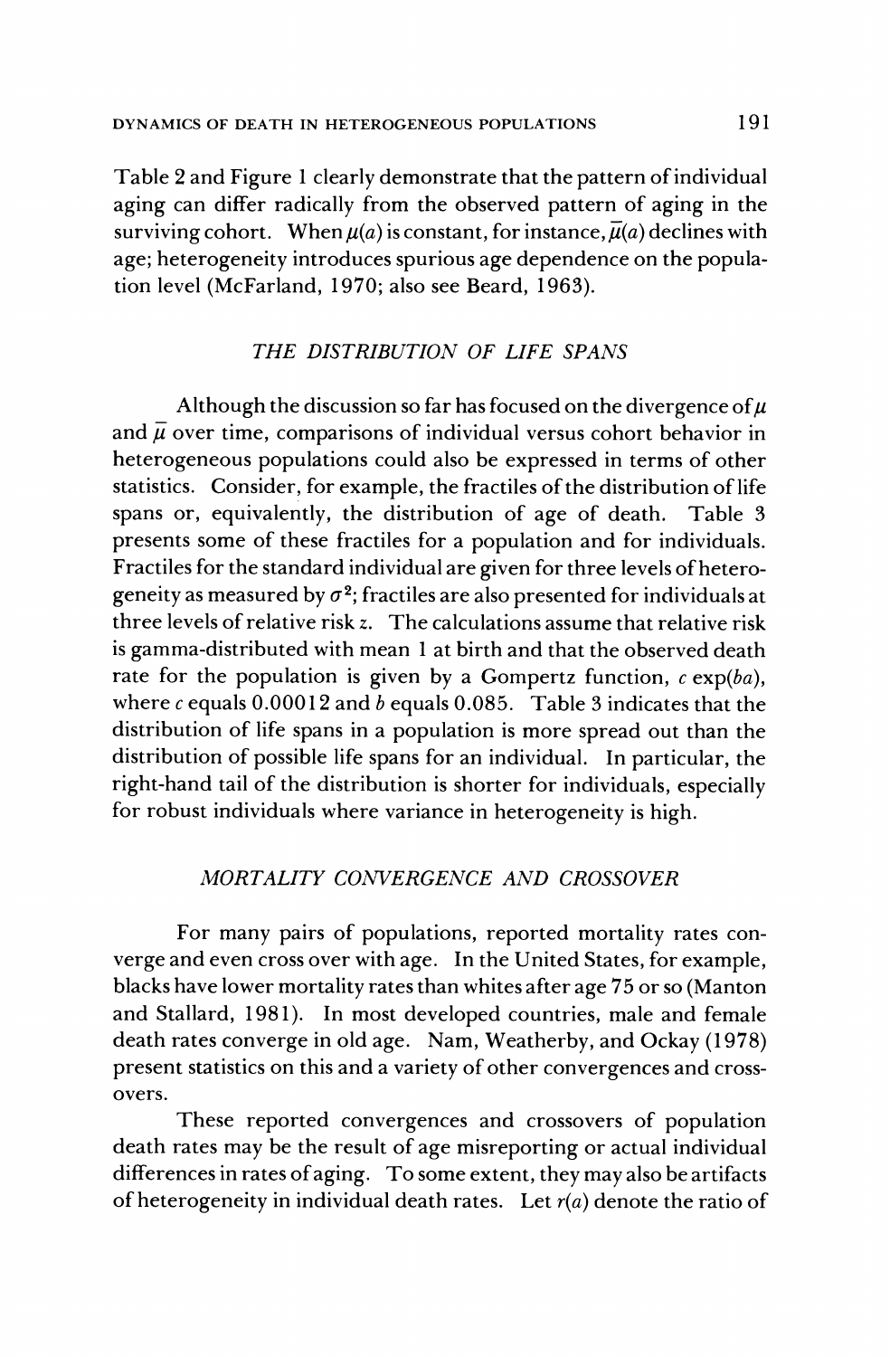Table 2 and Figure 1 clearly demonstrate that the pattern of individual aging can differ radically from the observed pattern of aging in the surviving cohort. When $\mu(a)$ is constant, for instance, $\bar{\mu}(a)$ declines with age; heterogeneity introduces spurious age dependence on the population level (McFarland, 1970; also see Beard, 1963).

## *THE DISTRIBUTION OF LIFE SPANS*

Although the discussion so far has focused on the divergence of $\mu$ and $\bar{\mu}$ over time, comparisons of individual versus cohort behavior in heterogeneous populations could also be expressed in terms of other statistics. Consider, for example, the fractiles of the distribution of life spans or, equivalently, the distribution of age of death. Table 3 presents some of these fractiles for a population and for individuals. Fractiles for the standard individual are given for three levels of heterogeneity as measured by $\sigma^2$; fractiles are also presented for individuals at three levels of relative risk $z$. The calculations assume that relative risk is gamma-distributed with mean 1 at birth and that the observed death rate for the population is given by a Gompertz function, $c \exp(ba)$, where $c$ equals 0.00012 and $b$ equals 0.085. Table 3 indicates that the distribution of life spans in a population is more spread out than the distribution of possible life spans for an individual. In particular, the right-hand tail of the distribution is shorter for individuals, especially for robust individuals where variance in heterogeneity is high.

## *MORTALITY CONVERGENCE AND CROSSOVER*

For many pairs of populations, reported mortality rates converge and even cross over with age. In the United States, for example, blacks have lower mortality rates than whites after age 75 or so (Manton and Stallard, 1981). In most developed countries, male and female death rates converge in old age. Nam, Weatherby, and Ockay (1978) present statistics on this and a variety of other convergences and crossovers.

These reported convergences and crossovers of population death rates may be the result of age misreporting or actual individual differences in rates of aging. To some extent, they may also be artifacts of heterogeneity in individual death rates. Let $r(a)$ denote the ratio of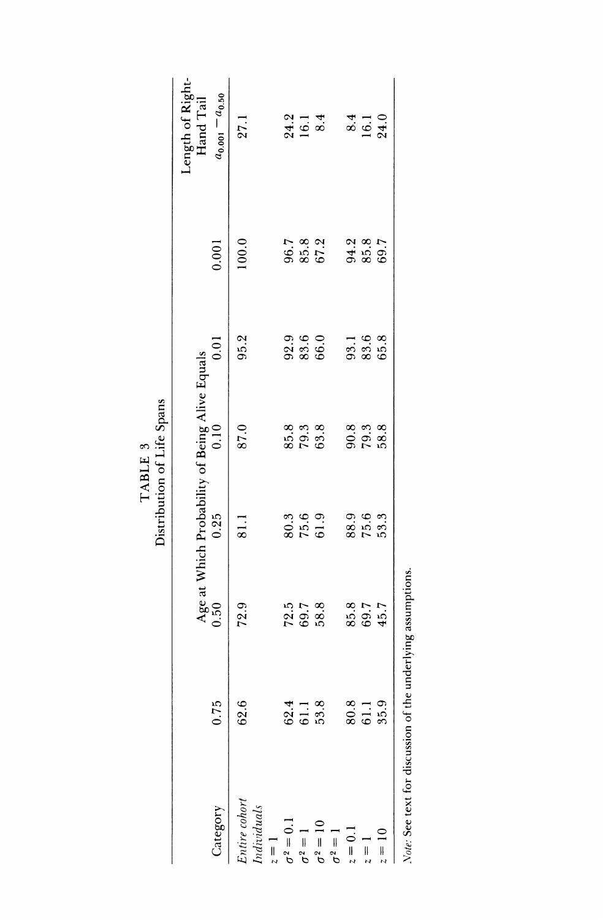# TABLE 3

## Distribution of Life Spans

| Category | Age at Which Probability of Being Alive Equals | | | | | | Length of Right-Hand Tail |
|---|---|---|---|---|---|---|---|
| | 0.75 | 0.50 | 0.25 | 0.10 | 0.01 | 0.001 | $a_{0.001} - a_{0.50}$ |
| *Entire cohort* | 62.6 | 72.9 | 81.1 | 87.0 | 95.2 | 100.0 | 27.1 |
| *Individuals* | | | | | | | |
| $z = 1$ | | | | | | | |
| $\sigma^2 = 0.1$ | 62.4 | 72.5 | 80.3 | 85.8 | 92.9 | 96.7 | 24.2 |
| $\sigma^2 = 1$ | 61.1 | 69.7 | 75.6 | 79.3 | 83.6 | 85.8 | 16.1 |
| $\sigma^2 = 10$ | 53.8 | 58.8 | 61.9 | 63.8 | 66.0 | 67.2 | 8.4 |
| $\sigma^2 = 1$ | | | | | | | |
| $z = 0.1$ | 80.8 | 85.8 | 88.9 | 90.8 | 93.1 | 94.2 | 8.4 |
| $z = 1$ | 61.1 | 69.7 | 75.6 | 79.3 | 83.6 | 85.8 | 16.1 |
| $z = 10$ | 35.9 | 45.7 | 53.3 | 58.8 | 65.8 | 69.7 | 24.0 |

*Note*: See text for discussion of the underlying assumptions.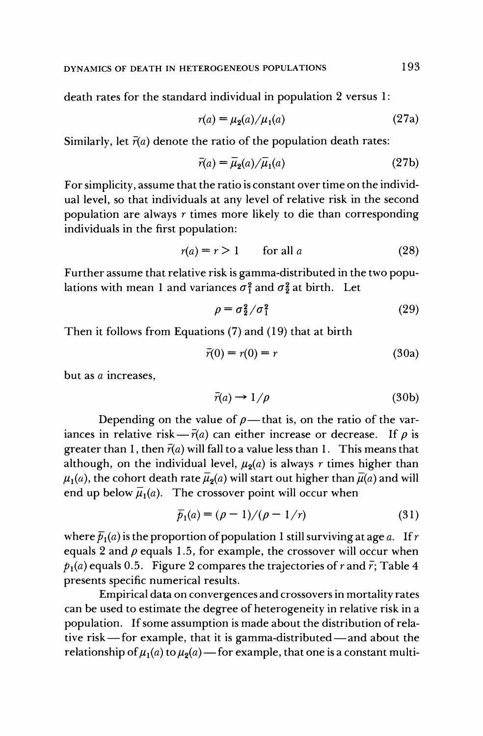death rates for the standard individual in population 2 versus 1:

$$r(a) = \mu_2(a)/\mu_1(a) \tag{27a}$$

Similarly, let $\bar{r}(a)$ denote the ratio of the population death rates:

$$\bar{r}(a) = \bar{\mu}_2(a)/\bar{\mu}_1(a) \tag{27b}$$

For simplicity, assume that the ratio is constant over time on the individual level, so that individuals at any level of relative risk in the second population are always $r$ times more likely to die than corresponding individuals in the first population:

$$r(a) = r > 1 \qquad \text{for all } a \tag{28}$$

Further assume that relative risk is gamma-distributed in the two populations with mean 1 and variances $\sigma_1^2$ and $\sigma_2^2$ at birth. Let

$$\rho = \sigma_2^2/\sigma_1^2 \tag{29}$$

Then it follows from Equations (7) and (19) that at birth

$$\bar{r}(0) = r(0) = r \tag{30a}$$

but as $a$ increases,

$$\bar{r}(a) \rightarrow 1/\rho \tag{30b}$$

Depending on the value of $\rho$—that is, on the ratio of the variances in relative risk—$\bar{r}(a)$ can either increase or decrease. If $\rho$ is greater than 1, then $\bar{r}(a)$ will fall to a value less than 1. This means that although, on the individual level, $\mu_2(a)$ is always $r$ times higher than $\mu_1(a)$, the cohort death rate $\bar{\mu}_2(a)$ will start out higher than $\bar{\mu}(a)$ and will end up below $\bar{\mu}_1(a)$. The crossover point will occur when

$$\bar{p}_1(a) = (\rho - 1)/(\rho - 1/r) \tag{31}$$

where $\bar{p}_1(a)$ is the proportion of population 1 still surviving at age $a$. If $r$ equals 2 and $\rho$ equals 1.5, for example, the crossover will occur when $p_1(a)$ equals 0.5. Figure 2 compares the trajectories of $r$ and $\bar{r}$; Table 4 presents specific numerical results.

Empirical data on convergences and crossovers in mortality rates can be used to estimate the degree of heterogeneity in relative risk in a population. If some assumption is made about the distribution of relative risk—for example, that it is gamma-distributed—and about the relationship of $\mu_1(a)$ to $\mu_2(a)$—for example, that one is a constant multi-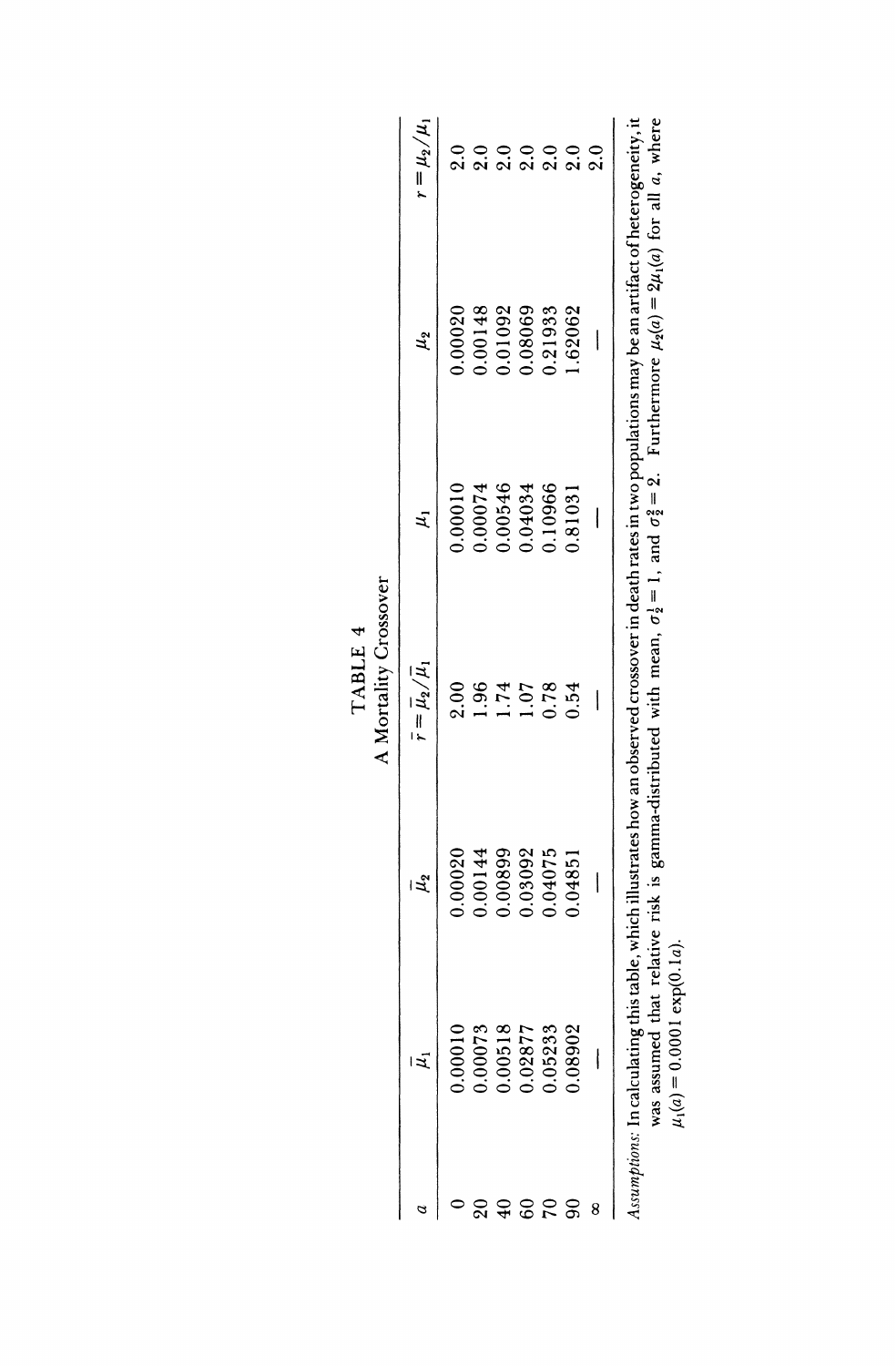# TABLE 4

## A Mortality Crossover

| $a$ | $\bar{\mu}_1$ | $\bar{\mu}_2$ | $\bar{r} = \bar{\mu}_2/\bar{\mu}_1$ | $\mu_1$ | $\mu_2$ | $r = \mu_2/\mu_1$ |
|---|---|---|---|---|---|---|
| 0 | 0.00010 | 0.00020 | 2.00 | 0.00010 | 0.00020 | 2.0 |
| 20 | 0.00073 | 0.00144 | 1.96 | 0.00074 | 0.00148 | 2.0 |
| 40 | 0.00518 | 0.00899 | 1.74 | 0.00546 | 0.01092 | 2.0 |
| 60 | 0.02877 | 0.03092 | 1.07 | 0.04034 | 0.08069 | 2.0 |
| 70 | 0.05233 | 0.04075 | 0.78 | 0.10966 | 0.21933 | 2.0 |
| 90 | 0.08902 | 0.04851 | 0.54 | 0.81031 | 1.62062 | 2.0 |
| $\infty$ | — | — | — | — | — | 2.0 |

*Assumptions:* In calculating this table, which illustrates how an observed crossover in death rates in two populations may be an artifact of heterogeneity, it was assumed that relative risk is gamma-distributed with mean, $\sigma_2^1 = 1$, and $\sigma_2^2 = 2$. Furthermore $\mu_2(a) = 2\mu_1(a)$ for all $a$, where $\mu_1(a) = 0.0001 \exp(0.1a)$.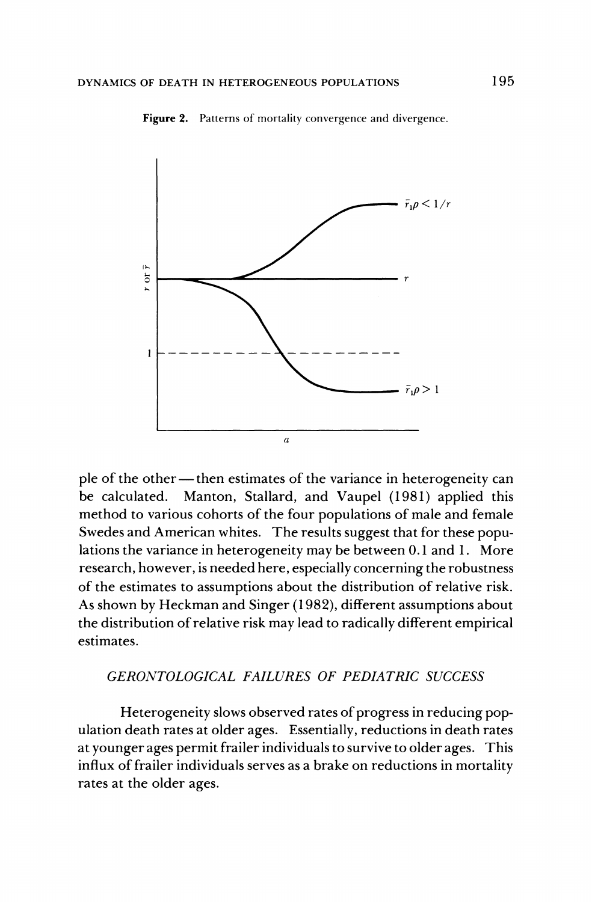**Figure 2.** Patterns of mortality convergence and divergence.

ple of the other — then estimates of the variance in heterogeneity can be calculated. Manton, Stallard, and Vaupel (1981) applied this method to various cohorts of the four populations of male and female Swedes and American whites. The results suggest that for these populations the variance in heterogeneity may be between 0.1 and 1. More research, however, is needed here, especially concerning the robustness of the estimates to assumptions about the distribution of relative risk. As shown by Heckman and Singer (1982), different assumptions about the distribution of relative risk may lead to radically different empirical estimates.

## *GERONTOLOGICAL FAILURES OF PEDIATRIC SUCCESS*

Heterogeneity slows observed rates of progress in reducing population death rates at older ages. Essentially, reductions in death rates at younger ages permit frailer individuals to survive to older ages. This influx of frailer individuals serves as a brake on reductions in mortality rates at the older ages.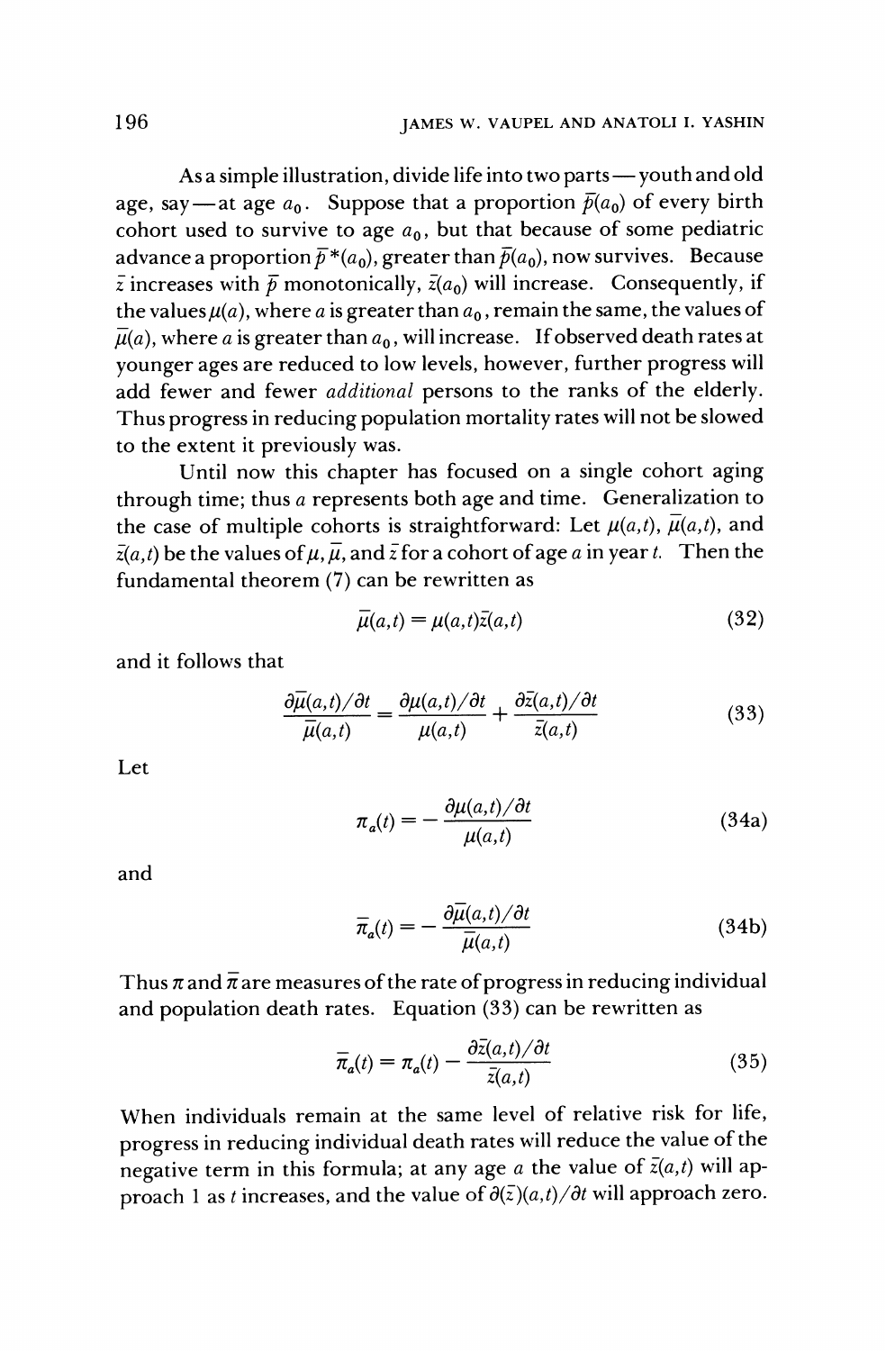As a simple illustration, divide life into two parts — youth and old age, say — at age $a_0$. Suppose that a proportion $\bar{p}(a_0)$ of every birth cohort used to survive to age $a_0$, but that because of some pediatric advance a proportion $\bar{p}^*(a_0)$, greater than $\bar{p}(a_0)$, now survives. Because $\bar{z}$ increases with $\bar{p}$ monotonically, $\bar{z}(a_0)$ will increase. Consequently, if the values $\mu(a)$, where $a$ is greater than $a_0$, remain the same, the values of $\bar{\mu}(a)$, where $a$ is greater than $a_0$, will increase. If observed death rates at younger ages are reduced to low levels, however, further progress will add fewer and fewer *additional* persons to the ranks of the elderly. Thus progress in reducing population mortality rates will not be slowed to the extent it previously was.

Until now this chapter has focused on a single cohort aging through time; thus $a$ represents both age and time. Generalization to the case of multiple cohorts is straightforward: Let $\mu(a,t)$, $\bar{\mu}(a,t)$, and $\bar{z}(a,t)$ be the values of $\mu$, $\bar{\mu}$, and $\bar{z}$ for a cohort of age $a$ in year $t$. Then the fundamental theorem (7) can be rewritten as

$$\bar{\mu}(a,t) = \mu(a,t)\bar{z}(a,t) \tag{32}$$

and it follows that

$$\frac{\partial\bar{\mu}(a,t)/\partial t}{\bar{\mu}(a,t)} = \frac{\partial\mu(a,t)/\partial t}{\mu(a,t)} + \frac{\partial\bar{z}(a,t)/\partial t}{\bar{z}(a,t)} \tag{33}$$

Let

$$\pi_a(t) = -\frac{\partial\mu(a,t)/\partial t}{\mu(a,t)} \tag{34a}$$

and

$$\bar{\pi}_a(t) = -\frac{\partial\bar{\mu}(a,t)/\partial t}{\bar{\mu}(a,t)} \tag{34b}$$

Thus $\pi$ and $\bar{\pi}$ are measures of the rate of progress in reducing individual and population death rates. Equation (33) can be rewritten as

$$\bar{\pi}_a(t) = \pi_a(t) - \frac{\partial\bar{z}(a,t)/\partial t}{\bar{z}(a,t)} \tag{35}$$

When individuals remain at the same level of relative risk for life, progress in reducing individual death rates will reduce the value of the negative term in this formula; at any age $a$ the value of $\bar{z}(a,t)$ will approach 1 as $t$ increases, and the value of $\partial(\bar{z})(a,t)/\partial t$ will approach zero.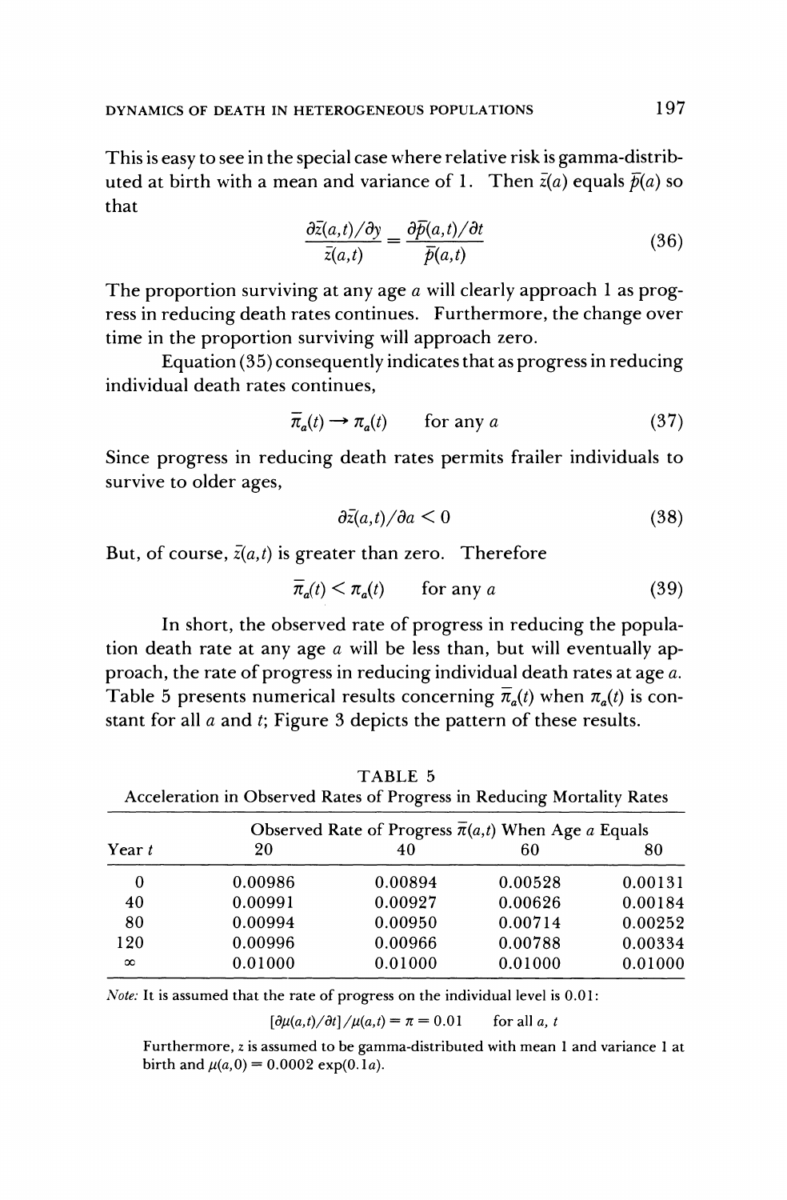This is easy to see in the special case where relative risk is gamma-distributed at birth with a mean and variance of 1. Then $\bar{z}(a)$ equals $\bar{p}(a)$ so that

$$\frac{\partial \bar{z}(a,t)/\partial y}{\bar{z}(a,t)} = \frac{\partial \bar{p}(a,t)/\partial t}{\bar{p}(a,t)} \tag{36}$$

The proportion surviving at any age $a$ will clearly approach 1 as progress in reducing death rates continues. Furthermore, the change over time in the proportion surviving will approach zero.

Equation (35) consequently indicates that as progress in reducing individual death rates continues,

$$\bar{\pi}_a(t) \rightarrow \pi_a(t) \qquad \text{for any } a \tag{37}$$

Since progress in reducing death rates permits frailer individuals to survive to older ages,

$$\partial \bar{z}(a,t)/\partial a < 0 \tag{38}$$

But, of course, $\bar{z}(a,t)$ is greater than zero. Therefore

$$\bar{\pi}_a(t) < \pi_a(t) \qquad \text{for any } a \tag{39}$$

In short, the observed rate of progress in reducing the population death rate at any age $a$ will be less than, but will eventually approach, the rate of progress in reducing individual death rates at age $a$. Table 5 presents numerical results concerning $\bar{\pi}_a(t)$ when $\pi_a(t)$ is constant for all $a$ and $t$; Figure 3 depicts the pattern of these results.

TABLE 5
Acceleration in Observed Rates of Progress in Reducing Mortality Rates

| | Observed Rate of Progress $\bar{\pi}(a,t)$ When Age $a$ Equals | | | |
|---|---|---|---|---|
| Year $t$ | 20 | 40 | 60 | 80 |
| 0 | 0.00986 | 0.00894 | 0.00528 | 0.00131 |
| 40 | 0.00991 | 0.00927 | 0.00626 | 0.00184 |
| 80 | 0.00994 | 0.00950 | 0.00714 | 0.00252 |
| 120 | 0.00996 | 0.00966 | 0.00788 | 0.00334 |
| $\infty$ | 0.01000 | 0.01000 | 0.01000 | 0.01000 |

*Note:* It is assumed that the rate of progress on the individual level is 0.01:

$$[\partial \mu(a,t)/\partial t]/\mu(a,t) = \pi = 0.01 \qquad \text{for all } a,\ t$$

Furthermore, $z$ is assumed to be gamma-distributed with mean 1 and variance 1 at birth and $\mu(a,0) = 0.0002 \exp(0.1a)$.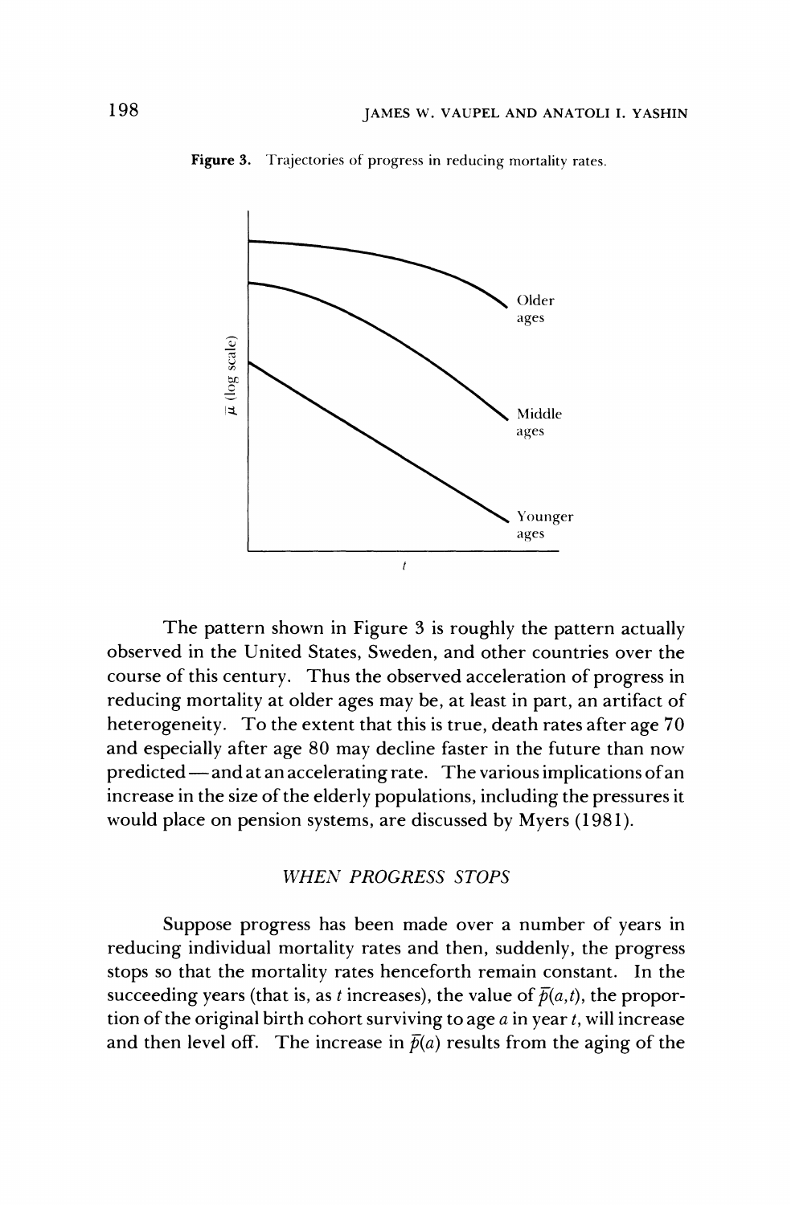**Figure 3.** Trajectories of progress in reducing mortality rates.

The pattern shown in Figure 3 is roughly the pattern actually observed in the United States, Sweden, and other countries over the course of this century. Thus the observed acceleration of progress in reducing mortality at older ages may be, at least in part, an artifact of heterogeneity. To the extent that this is true, death rates after age 70 and especially after age 80 may decline faster in the future than now predicted—and at an accelerating rate. The various implications of an increase in the size of the elderly populations, including the pressures it would place on pension systems, are discussed by Myers (1981).

## *WHEN PROGRESS STOPS*

Suppose progress has been made over a number of years in reducing individual mortality rates and then, suddenly, the progress stops so that the mortality rates henceforth remain constant. In the succeeding years (that is, as $t$ increases), the value of $\bar{p}(a,t)$, the proportion of the original birth cohort surviving to age $a$ in year $t$, will increase and then level off. The increase in $\bar{p}(a)$ results from the aging of the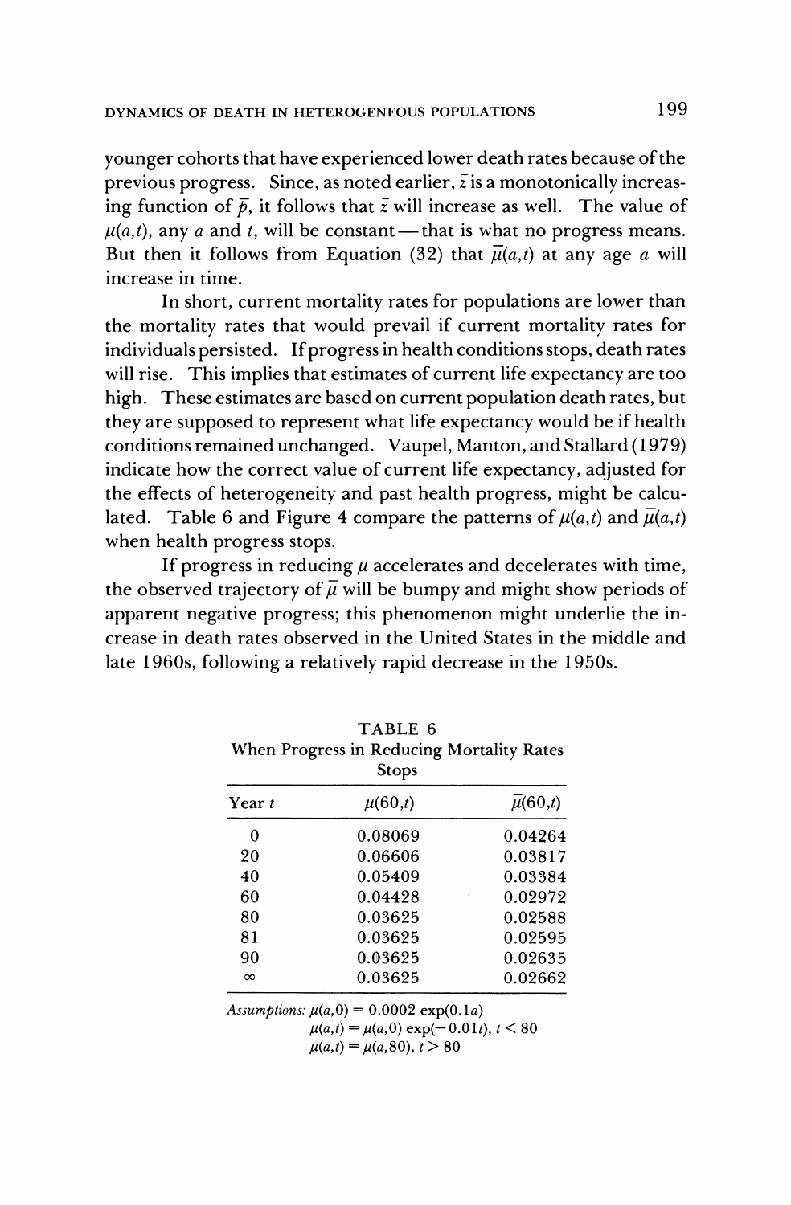younger cohorts that have experienced lower death rates because of the previous progress. Since, as noted earlier, $\bar{z}$ is a monotonically increasing function of $\bar{p}$, it follows that $\bar{z}$ will increase as well. The value of $\mu(a,t)$, any $a$ and $t$, will be constant—that is what no progress means. But then it follows from Equation (32) that $\bar{\mu}(a,t)$ at any age $a$ will increase in time.

In short, current mortality rates for populations are lower than the mortality rates that would prevail if current mortality rates for individuals persisted. If progress in health conditions stops, death rates will rise. This implies that estimates of current life expectancy are too high. These estimates are based on current population death rates, but they are supposed to represent what life expectancy would be if health conditions remained unchanged. Vaupel, Manton, and Stallard (1979) indicate how the correct value of current life expectancy, adjusted for the effects of heterogeneity and past health progress, might be calculated. Table 6 and Figure 4 compare the patterns of $\mu(a,t)$ and $\bar{\mu}(a,t)$ when health progress stops.

If progress in reducing $\mu$ accelerates and decelerates with time, the observed trajectory of $\bar{\mu}$ will be bumpy and might show periods of apparent negative progress; this phenomenon might underlie the increase in death rates observed in the United States in the middle and late 1960s, following a relatively rapid decrease in the 1950s.

TABLE 6
When Progress in Reducing Mortality Rates Stops

| Year $t$ | $\mu(60,t)$ | $\bar{\mu}(60,t)$ |
|---|---|---|
| 0 | 0.08069 | 0.04264 |
| 20 | 0.06606 | 0.03817 |
| 40 | 0.05409 | 0.03384 |
| 60 | 0.04428 | 0.02972 |
| 80 | 0.03625 | 0.02588 |
| 81 | 0.03625 | 0.02595 |
| 90 | 0.03625 | 0.02635 |
| $\infty$ | 0.03625 | 0.02662 |

*Assumptions:* $\mu(a,0) = 0.0002 \exp(0.1a)$
$\mu(a,t) = \mu(a,0) \exp(-0.01t),\ t < 80$
$\mu(a,t) = \mu(a,80),\ t > 80$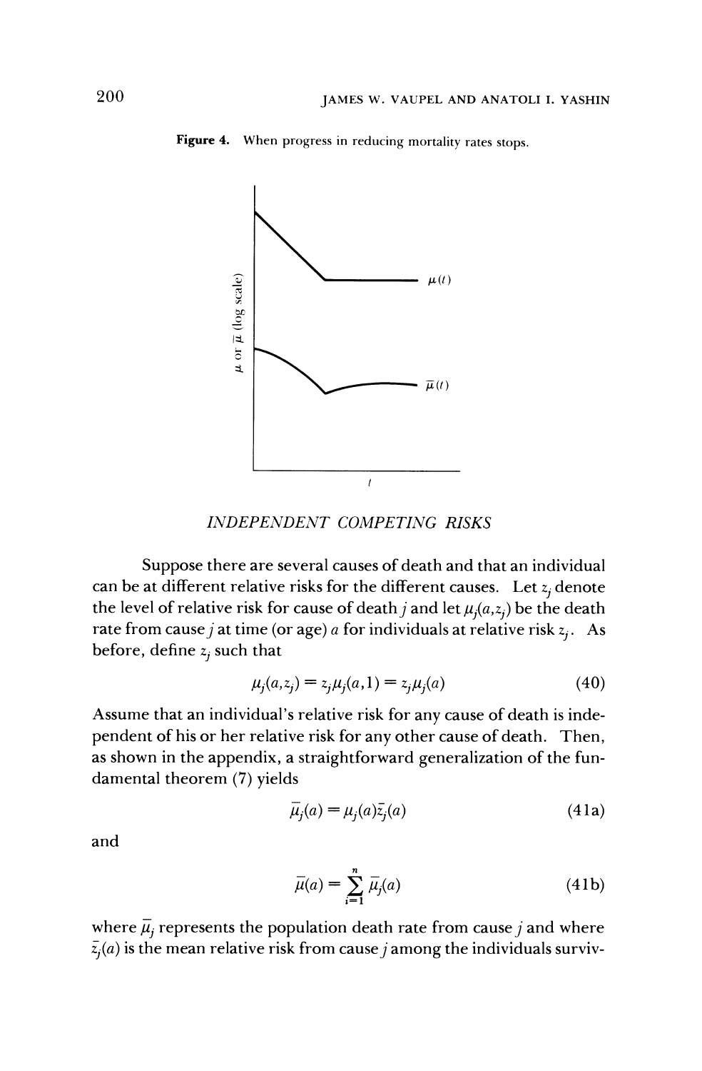**Figure 4.** When progress in reducing mortality rates stops.

*INDEPENDENT COMPETING RISKS*

Suppose there are several causes of death and that an individual can be at different relative risks for the different causes. Let $z_j$ denote the level of relative risk for cause of death $j$ and let $\mu_j(a,z_j)$ be the death rate from cause $j$ at time (or age) $a$ for individuals at relative risk $z_j$. As before, define $z_j$ such that

$$\mu_j(a,z_j) = z_j\mu_j(a,1) = z_j\mu_j(a) \tag{40}$$

Assume that an individual's relative risk for any cause of death is independent of his or her relative risk for any other cause of death. Then, as shown in the appendix, a straightforward generalization of the fundamental theorem (7) yields

$$\bar{\mu}_j(a) = \mu_j(a)\bar{z}_j(a) \tag{41a}$$

and

$$\bar{\mu}(a) = \sum_{i=1}^{n} \bar{\mu}_j(a) \tag{41b}$$

where $\bar{\mu}_j$ represents the population death rate from cause $j$ and where $\bar{z}_j(a)$ is the mean relative risk from cause $j$ among the individuals surviv-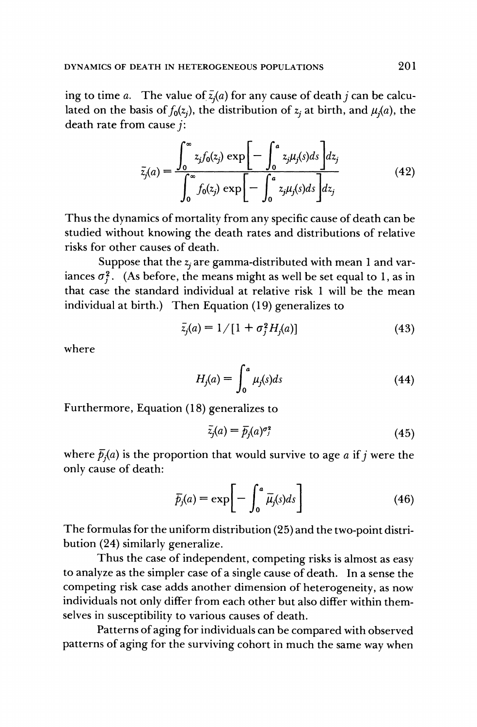ing to time $a$. The value of $\bar{z}_j(a)$ for any cause of death $j$ can be calculated on the basis of $f_0(z_j)$, the distribution of $z_j$ at birth, and $\mu_j(a)$, the death rate from cause $j$:

$$\bar{z}_j(a) = \frac{\displaystyle\int_0^\infty z_j f_0(z_j) \exp\left[-\int_0^a z_j \mu_j(s) ds\right] dz_j}{\displaystyle\int_0^\infty f_0(z_j) \exp\left[-\int_0^a z_j \mu_j(s) ds\right] dz_j} \tag{42}$$

Thus the dynamics of mortality from any specific cause of death can be studied without knowing the death rates and distributions of relative risks for other causes of death.

Suppose that the $z_j$ are gamma-distributed with mean 1 and variances $\sigma_j^2$. (As before, the means might as well be set equal to 1, as in that case the standard individual at relative risk 1 will be the mean individual at birth.) Then Equation (19) generalizes to

$$\bar{z}_j(a) = 1/[1 + \sigma_j^2 H_j(a)] \tag{43}$$

where

$$H_j(a) = \int_0^a \mu_j(s) ds \tag{44}$$

Furthermore, Equation (18) generalizes to

$$\bar{z}_j(a) = \bar{p}_j(a)^{\sigma_j^2} \tag{45}$$

where $\bar{p}_j(a)$ is the proportion that would survive to age $a$ if $j$ were the only cause of death:

$$\bar{p}_j(a) = \exp\left[-\int_0^a \bar{\mu}_j(s) ds\right] \tag{46}$$

The formulas for the uniform distribution (25) and the two-point distribution (24) similarly generalize.

Thus the case of independent, competing risks is almost as easy to analyze as the simpler case of a single cause of death. In a sense the competing risk case adds another dimension of heterogeneity, as now individuals not only differ from each other but also differ within themselves in susceptibility to various causes of death.

Patterns of aging for individuals can be compared with observed patterns of aging for the surviving cohort in much the same way when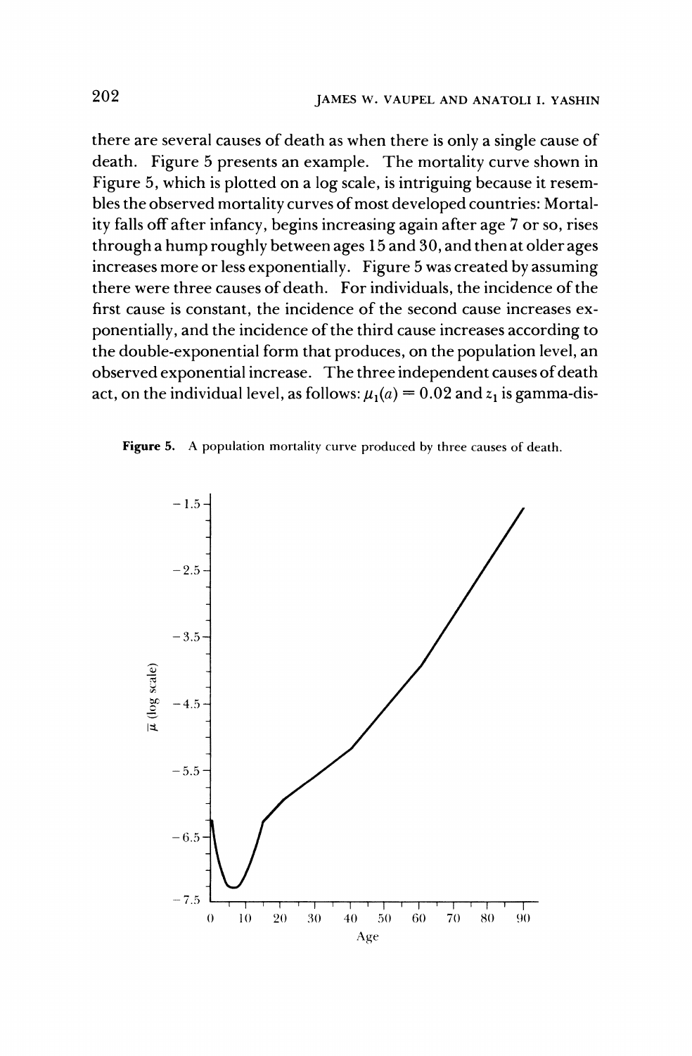there are several causes of death as when there is only a single cause of death. Figure 5 presents an example. The mortality curve shown in Figure 5, which is plotted on a log scale, is intriguing because it resembles the observed mortality curves of most developed countries: Mortality falls off after infancy, begins increasing again after age 7 or so, rises through a hump roughly between ages 15 and 30, and then at older ages increases more or less exponentially. Figure 5 was created by assuming there were three causes of death. For individuals, the incidence of the first cause is constant, the incidence of the second cause increases exponentially, and the incidence of the third cause increases according to the double-exponential form that produces, on the population level, an observed exponential increase. The three independent causes of death act, on the individual level, as follows: $\mu_1(a) = 0.02$ and $z_1$ is gamma-dis-

**Figure 5.** A population mortality curve produced by three causes of death.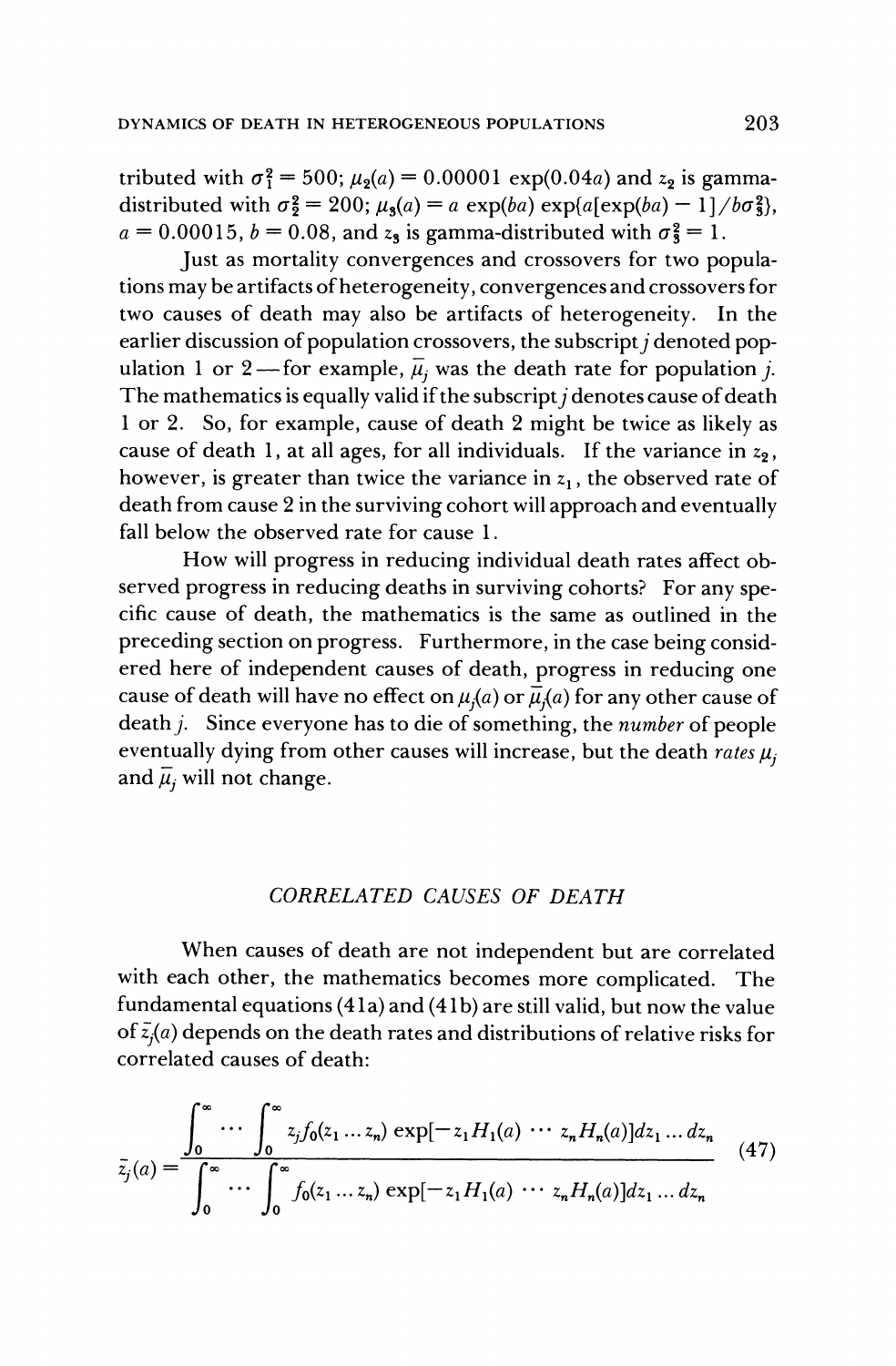tributed with $\sigma_1^2 = 500$; $\mu_2(a) = 0.00001 \exp(0.04a)$ and $z_2$ is gamma-distributed with $\sigma_2^2 = 200$; $\mu_3(a) = a \exp(ba) \exp\{a[\exp(ba) - 1]/b\sigma_3^2\}$, $a = 0.00015$, $b = 0.08$, and $z_3$ is gamma-distributed with $\sigma_3^2 = 1$.

Just as mortality convergences and crossovers for two populations may be artifacts of heterogeneity, convergences and crossovers for two causes of death may also be artifacts of heterogeneity. In the earlier discussion of population crossovers, the subscript $j$ denoted population 1 or 2—for example, $\bar{\mu}_j$ was the death rate for population $j$. The mathematics is equally valid if the subscript $j$ denotes cause of death 1 or 2. So, for example, cause of death 2 might be twice as likely as cause of death 1, at all ages, for all individuals. If the variance in $z_2$, however, is greater than twice the variance in $z_1$, the observed rate of death from cause 2 in the surviving cohort will approach and eventually fall below the observed rate for cause 1.

How will progress in reducing individual death rates affect observed progress in reducing deaths in surviving cohorts? For any specific cause of death, the mathematics is the same as outlined in the preceding section on progress. Furthermore, in the case being considered here of independent causes of death, progress in reducing one cause of death will have no effect on $\mu_j(a)$ or $\bar{\mu}_j(a)$ for any other cause of death $j$. Since everyone has to die of something, the *number* of people eventually dying from other causes will increase, but the death *rates* $\mu_j$ and $\bar{\mu}_j$ will not change.

## *CORRELATED CAUSES OF DEATH*

When causes of death are not independent but are correlated with each other, the mathematics becomes more complicated. The fundamental equations (41a) and (41b) are still valid, but now the value of $\bar{z}_j(a)$ depends on the death rates and distributions of relative risks for correlated causes of death:

$$\bar{z}_j(a) = \frac{\displaystyle\int_0^\infty \cdots \int_0^\infty z_j f_0(z_1 \ldots z_n) \exp[-z_1 H_1(a) \cdots z_n H_n(a)] dz_1 \ldots dz_n}{\displaystyle\int_0^\infty \cdots \int_0^\infty f_0(z_1 \ldots z_n) \exp[-z_1 H_1(a) \cdots z_n H_n(a)] dz_1 \ldots dz_n} \tag{47}$$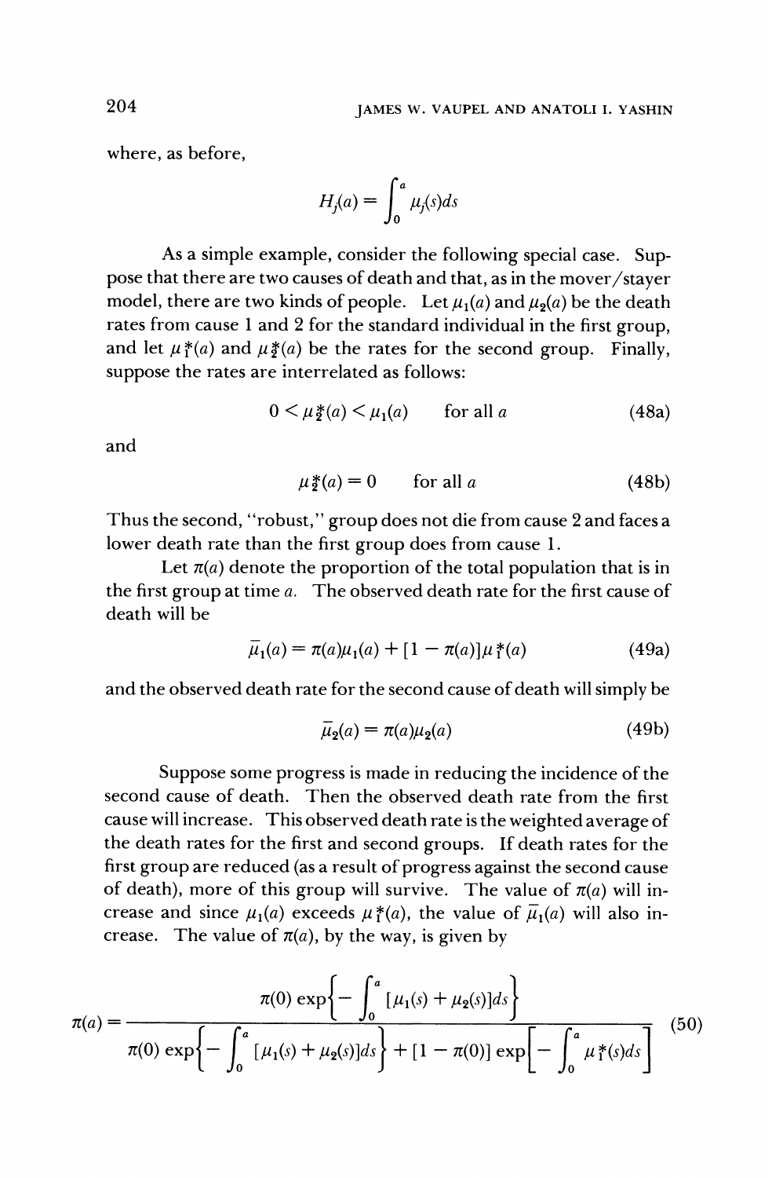where, as before,

$$H_j(a) = \int_0^a \mu_j(s)ds$$

As a simple example, consider the following special case. Suppose that there are two causes of death and that, as in the mover/stayer model, there are two kinds of people. Let $\mu_1(a)$ and $\mu_2(a)$ be the death rates from cause 1 and 2 for the standard individual in the first group, and let $\mu_1^*(a)$ and $\mu_2^*(a)$ be the rates for the second group. Finally, suppose the rates are interrelated as follows:

$$0 < \mu_1^*(a) < \mu_1(a) \qquad \text{for all } a \tag{48a}$$

and

$$\mu_2^*(a) = 0 \qquad \text{for all } a \tag{48b}$$

Thus the second, "robust," group does not die from cause 2 and faces a lower death rate than the first group does from cause 1.

Let $\pi(a)$ denote the proportion of the total population that is in the first group at time $a$. The observed death rate for the first cause of death will be

$$\bar{\mu}_1(a) = \pi(a)\mu_1(a) + [1 - \pi(a)]\mu_1^*(a) \tag{49a}$$

and the observed death rate for the second cause of death will simply be

$$\bar{\mu}_2(a) = \pi(a)\mu_2(a) \tag{49b}$$

Suppose some progress is made in reducing the incidence of the second cause of death. Then the observed death rate from the first cause will increase. This observed death rate is the weighted average of the death rates for the first and second groups. If death rates for the first group are reduced (as a result of progress against the second cause of death), more of this group will survive. The value of $\pi(a)$ will increase and since $\mu_1(a)$ exceeds $\mu_1^*(a)$, the value of $\bar{\mu}_1(a)$ will also increase. The value of $\pi(a)$, by the way, is given by

$$\pi(a) = \frac{\pi(0) \exp\left\{-\int_0^a [\mu_1(s) + \mu_2(s)]ds\right\}}{\pi(0) \exp\left\{-\int_0^a [\mu_1(s) + \mu_2(s)]ds\right\} + [1 - \pi(0)] \exp\left[-\int_0^a \mu_1^*(s)ds\right]} \tag{50}$$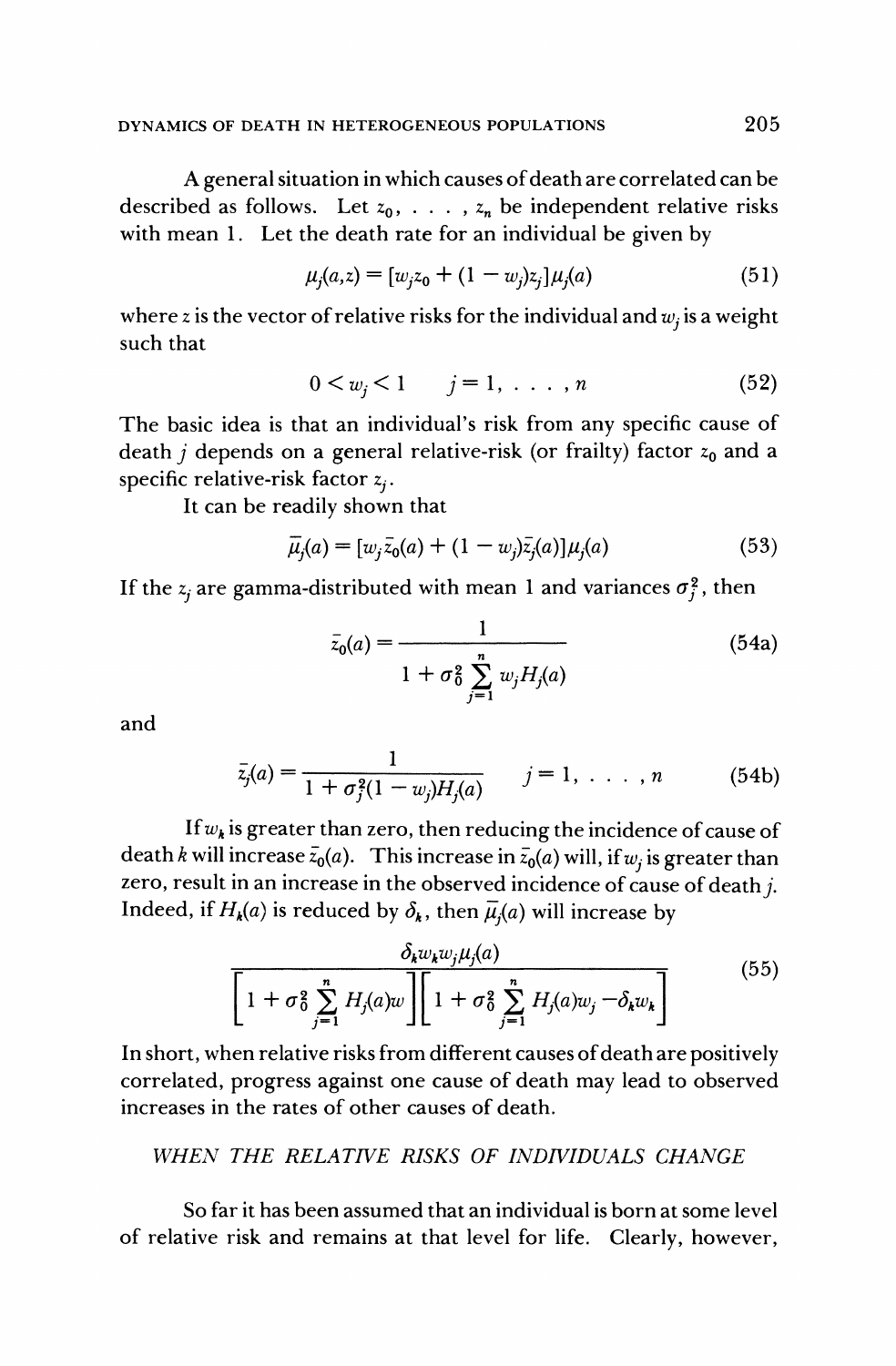A general situation in which causes of death are correlated can be described as follows. Let $z_0, \ldots, z_n$ be independent relative risks with mean 1. Let the death rate for an individual be given by

$$\mu_j(a,z) = [w_j z_0 + (1 - w_j)z_j]\mu_j(a) \tag{51}$$

where $z$ is the vector of relative risks for the individual and $w_j$ is a weight such that

$$0 < w_j < 1 \qquad j = 1, \ldots, n \tag{52}$$

The basic idea is that an individual's risk from any specific cause of death $j$ depends on a general relative-risk (or frailty) factor $z_0$ and a specific relative-risk factor $z_j$.

It can be readily shown that

$$\bar{\mu}_j(a) = [w_j \bar{z}_0(a) + (1 - w_j)\bar{z}_j(a)]\mu_j(a) \tag{53}$$

If the $z_j$ are gamma-distributed with mean 1 and variances $\sigma_j^2$, then

$$\bar{z}_0(a) = \frac{1}{1 + \sigma_0^2 \sum_{j=1}^{n} w_j H_j(a)} \tag{54a}$$

and

$$\bar{z}_j(a) = \frac{1}{1 + \sigma_j^2(1 - w_j)H_j(a)} \qquad j = 1, \ldots, n \tag{54b}$$

If $w_k$ is greater than zero, then reducing the incidence of cause of death $k$ will increase $\bar{z}_0(a)$. This increase in $\bar{z}_0(a)$ will, if $w_j$ is greater than zero, result in an increase in the observed incidence of cause of death $j$. Indeed, if $H_k(a)$ is reduced by $\delta_k$, then $\bar{\mu}_j(a)$ will increase by

$$\frac{\delta_k w_k w_j \mu_j(a)}{\left[1 + \sigma_0^2 \sum_{j=1}^{n} H_j(a)w\right]\left[1 + \sigma_0^2 \sum_{j=1}^{n} H_j(a)w_j - \delta_k w_k\right]} \tag{55}$$

In short, when relative risks from different causes of death are positively correlated, progress against one cause of death may lead to observed increases in the rates of other causes of death.

## *WHEN THE RELATIVE RISKS OF INDIVIDUALS CHANGE*

So far it has been assumed that an individual is born at some level of relative risk and remains at that level for life. Clearly, however,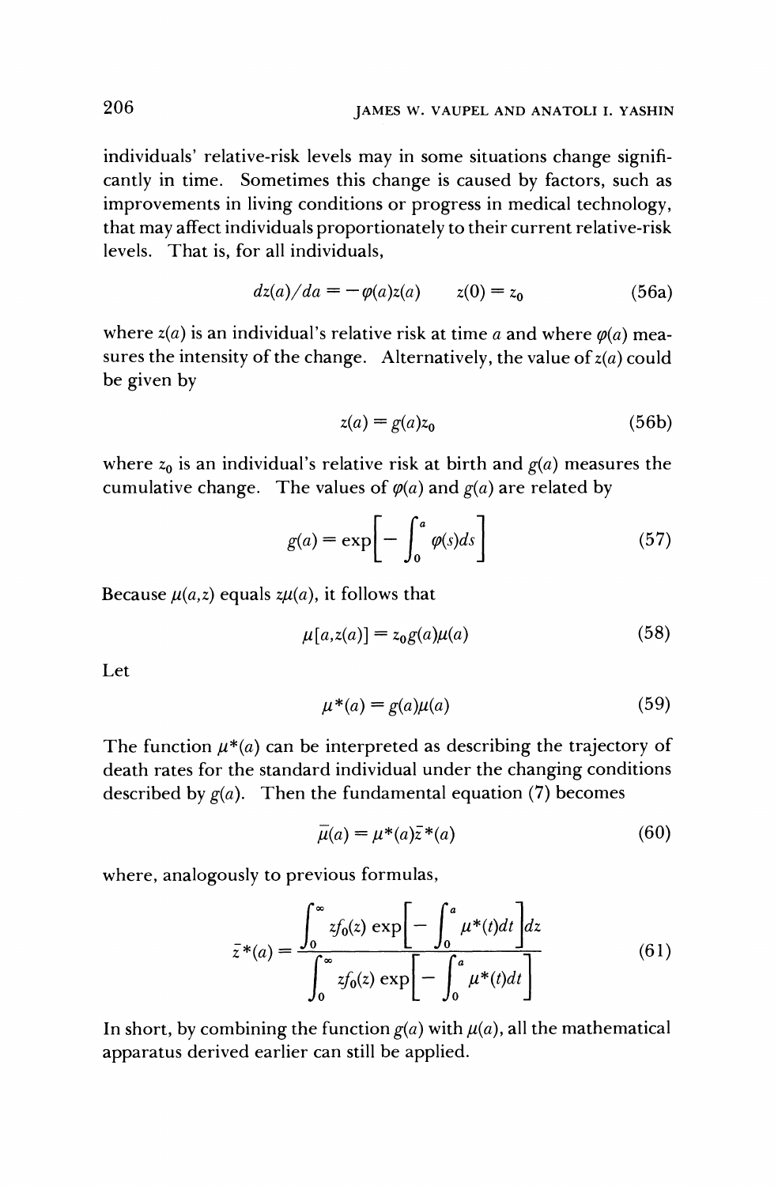individuals' relative-risk levels may in some situations change significantly in time. Sometimes this change is caused by factors, such as improvements in living conditions or progress in medical technology, that may affect individuals proportionately to their current relative-risk levels. That is, for all individuals,

$$dz(a)/da = -\varphi(a)z(a) \qquad z(0) = z_0 \tag{56a}$$

where $z(a)$ is an individual's relative risk at time $a$ and where $\varphi(a)$ measures the intensity of the change. Alternatively, the value of $z(a)$ could be given by

$$z(a) = g(a)z_0 \tag{56b}$$

where $z_0$ is an individual's relative risk at birth and $g(a)$ measures the cumulative change. The values of $\varphi(a)$ and $g(a)$ are related by

$$g(a) = \exp\left[-\int_0^a \varphi(s)ds\right] \tag{57}$$

Because $\mu(a,z)$ equals $z\mu(a)$, it follows that

$$\mu[a,z(a)] = z_0 g(a)\mu(a) \tag{58}$$

Let

$$\mu^*(a) = g(a)\mu(a) \tag{59}$$

The function $\mu^*(a)$ can be interpreted as describing the trajectory of death rates for the standard individual under the changing conditions described by $g(a)$. Then the fundamental equation (7) becomes

$$\bar{\mu}(a) = \mu^*(a)\bar{z}^*(a) \tag{60}$$

where, analogously to previous formulas,

$$\bar{z}^*(a) = \frac{\int_0^\infty z f_0(z) \exp\left[-\int_0^a \mu^*(t)dt\right]dz}{\int_0^\infty z f_0(z) \exp\left[-\int_0^a \mu^*(t)dt\right]} \tag{61}$$

In short, by combining the function $g(a)$ with $\mu(a)$, all the mathematical apparatus derived earlier can still be applied.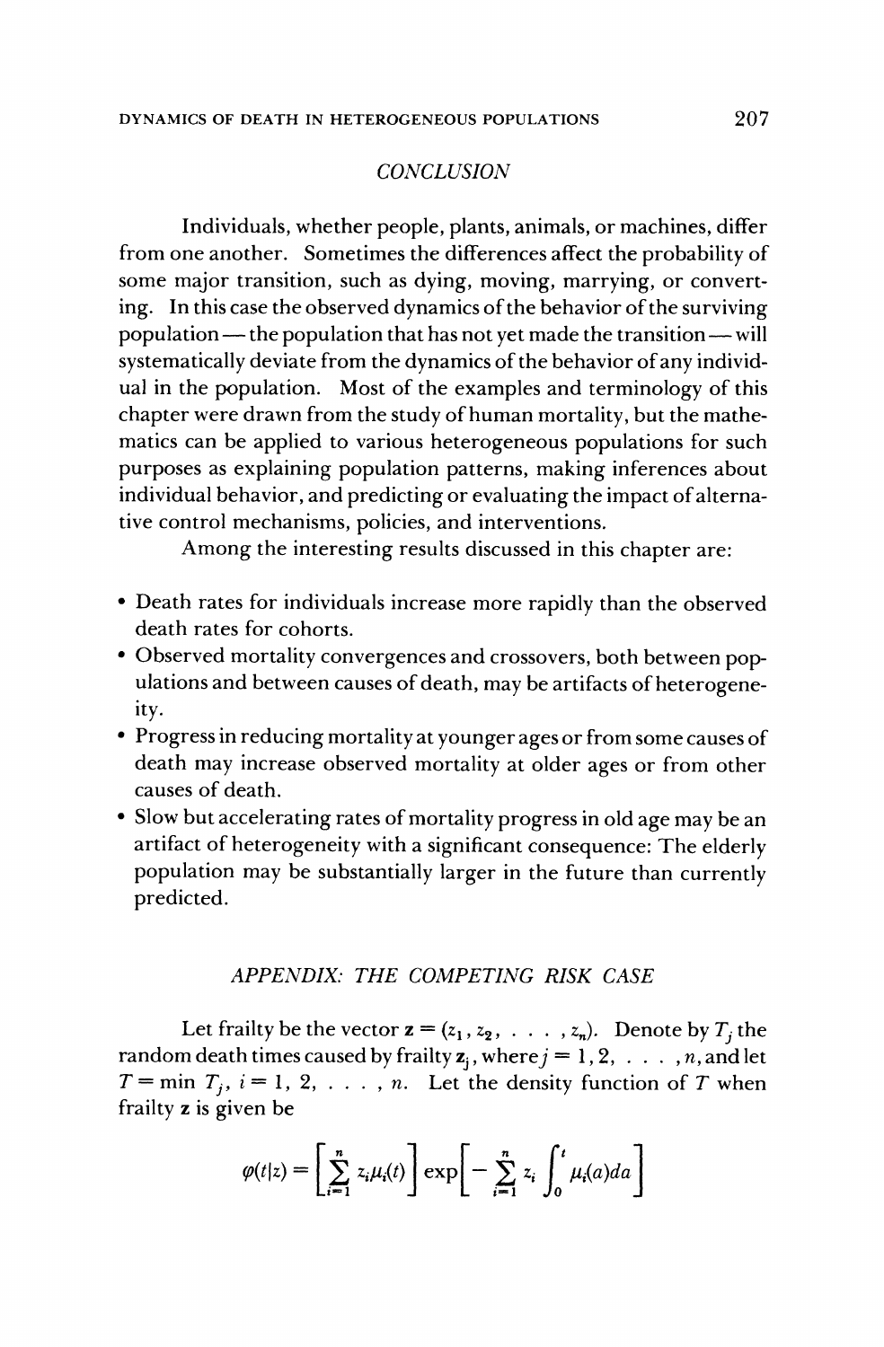## CONCLUSION

Individuals, whether people, plants, animals, or machines, differ from one another. Sometimes the differences affect the probability of some major transition, such as dying, moving, marrying, or converting. In this case the observed dynamics of the behavior of the surviving population — the population that has not yet made the transition — will systematically deviate from the dynamics of the behavior of any individual in the population. Most of the examples and terminology of this chapter were drawn from the study of human mortality, but the mathematics can be applied to various heterogeneous populations for such purposes as explaining population patterns, making inferences about individual behavior, and predicting or evaluating the impact of alternative control mechanisms, policies, and interventions.

Among the interesting results discussed in this chapter are:

- Death rates for individuals increase more rapidly than the observed death rates for cohorts.
- Observed mortality convergences and crossovers, both between populations and between causes of death, may be artifacts of heterogeneity.
- Progress in reducing mortality at younger ages or from some causes of death may increase observed mortality at older ages or from other causes of death.
- Slow but accelerating rates of mortality progress in old age may be an artifact of heterogeneity with a significant consequence: The elderly population may be substantially larger in the future than currently predicted.

## APPENDIX: THE COMPETING RISK CASE

Let frailty be the vector $\mathbf{z} = (z_1, z_2, \ldots, z_n)$. Denote by $T_j$ the random death times caused by frailty $\mathbf{z}_j$, where $j = 1, 2, \ldots, n$, and let $T = \min T_j$, $i = 1, 2, \ldots, n$. Let the density function of $T$ when frailty $\mathbf{z}$ is given be

$$\varphi(t|z) = \left[ \sum_{i=1}^{n} z_i \mu_i(t) \right] \exp\left[ - \sum_{i=1}^{n} z_i \int_0^t \mu_i(a) da \right]$$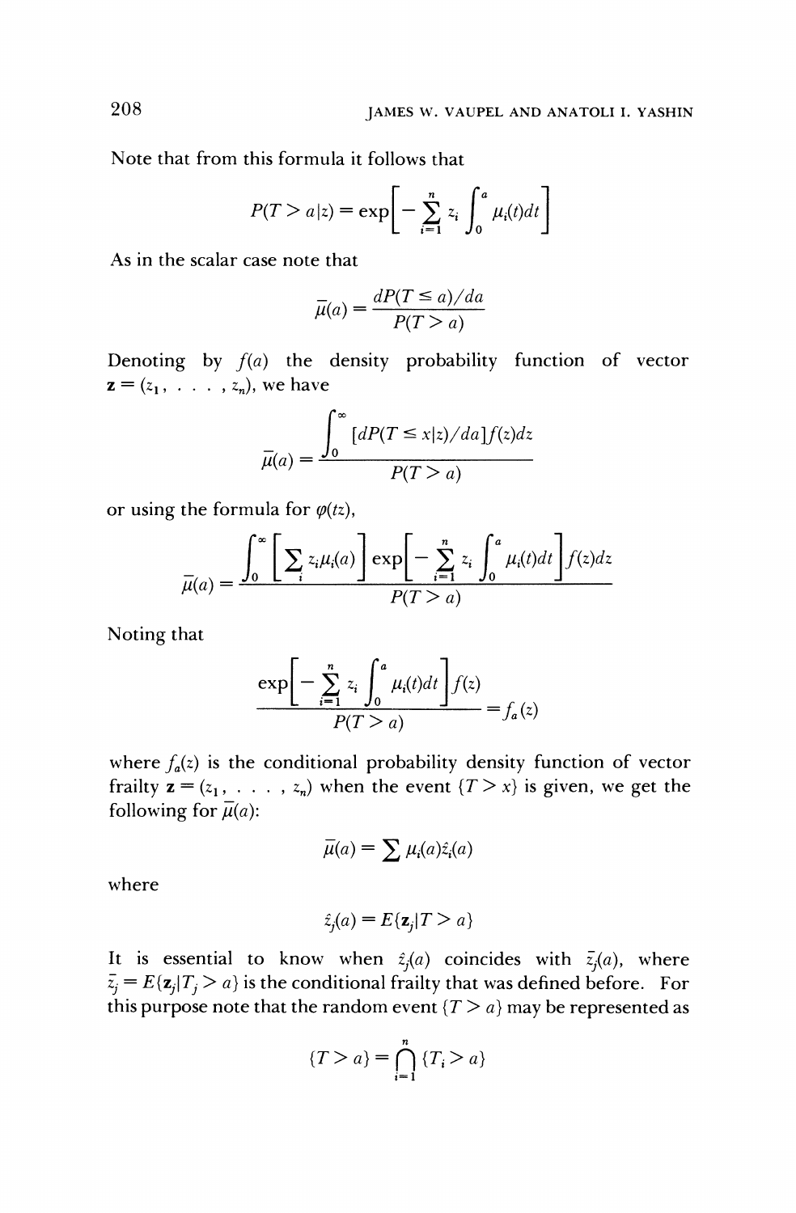Note that from this formula it follows that

$$P(T > a|z) = \exp\left[-\sum_{i=1}^{n} z_i \int_0^a \mu_i(t)dt\right]$$

As in the scalar case note that

$$\bar{\mu}(a) = \frac{dP(T \leq a)/da}{P(T > a)}$$

Denoting by $f(a)$ the density probability function of vector $\mathbf{z} = (z_1, \ldots, z_n)$, we have

$$\bar{\mu}(a) = \frac{\int_0^\infty [dP(T \leq x|z)/da]f(z)dz}{P(T > a)}$$

or using the formula for $\varphi(tz)$,

$$\bar{\mu}(a) = \frac{\int_0^\infty \left[\sum_i z_i \mu_i(a)\right] \exp\left[-\sum_{i=1}^{n} z_i \int_0^a \mu_i(t)dt\right] f(z)dz}{P(T > a)}$$

Noting that

$$\frac{\exp\left[-\sum_{i=1}^{n} z_i \int_0^a \mu_i(t)dt\right] f(z)}{P(T > a)} = f_a(z)$$

where $f_a(z)$ is the conditional probability density function of vector frailty $\mathbf{z} = (z_1, \ldots, z_n)$ when the event $\{T > x\}$ is given, we get the following for $\bar{\mu}(a)$:

$$\bar{\mu}(a) = \sum \mu_i(a)\hat{z}_i(a)$$

where

$$\hat{z}_j(a) = E\{\mathbf{z}_j | T > a\}$$

It is essential to know when $\hat{z}_j(a)$ coincides with $\bar{z}_j(a)$, where $\bar{z}_j = E\{\mathbf{z}_j | T_j > a\}$ is the conditional frailty that was defined before. For this purpose note that the random event $\{T > a\}$ may be represented as

$$\{T > a\} = \bigcap_{i=1}^{n} \{T_i > a\}$$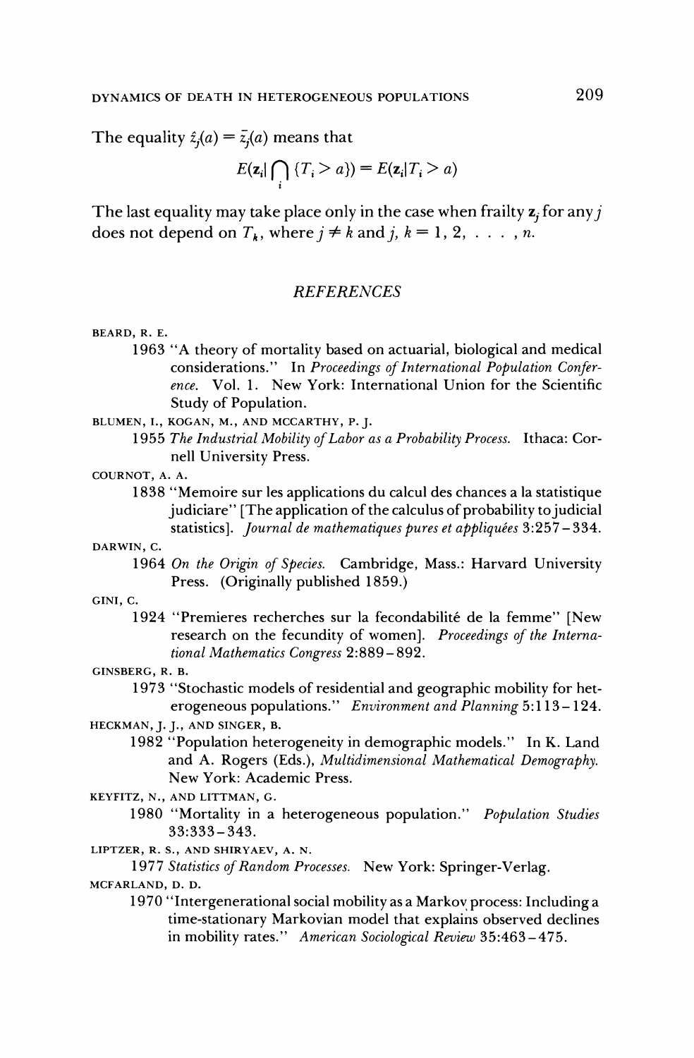The equality $\hat{z}_j(a) = \bar{z}_j(a)$ means that

$$E(\mathbf{z}_i | \bigcap_i \{T_i > a\}) = E(\mathbf{z}_i | T_i > a)$$

The last equality may take place only in the case when frailty $\mathbf{z}_j$ for any $j$ does not depend on $T_k$, where $j \neq k$ and $j, k = 1, 2, \ldots, n$.

## REFERENCES

BEARD, R. E.

1963 "A theory of mortality based on actuarial, biological and medical considerations." In *Proceedings of International Population Conference*. Vol. 1. New York: International Union for the Scientific Study of Population.

BLUMEN, I., KOGAN, M., AND MCCARTHY, P. J.

1955 *The Industrial Mobility of Labor as a Probability Process*. Ithaca: Cornell University Press.

COURNOT, A. A.

1838 "Memoire sur les applications du calcul des chances a la statistique judiciare" [The application of the calculus of probability to judicial statistics]. *Journal de mathematiques pures et appliquées* 3:257–334.

DARWIN, C.

1964 *On the Origin of Species*. Cambridge, Mass.: Harvard University Press. (Originally published 1859.)

GINI, C.

1924 "Premieres recherches sur la fecondabilité de la femme" [New research on the fecundity of women]. *Proceedings of the International Mathematics Congress* 2:889–892.

GINSBERG, R. B.

1973 "Stochastic models of residential and geographic mobility for heterogeneous populations." *Environment and Planning* 5:113–124.

HECKMAN, J. J., AND SINGER, B.

1982 "Population heterogeneity in demographic models." In K. Land and A. Rogers (Eds.), *Multidimensional Mathematical Demography*. New York: Academic Press.

KEYFITZ, N., AND LITTMAN, G.

1980 "Mortality in a heterogeneous population." *Population Studies* 33:333–343.

LIPTZER, R. S., AND SHIRYAEV, A. N.

1977 *Statistics of Random Processes*. New York: Springer-Verlag.

MCFARLAND, D. D.

1970 "Intergenerational social mobility as a Markov process: Including a time-stationary Markovian model that explains observed declines in mobility rates." *American Sociological Review* 35:463–475.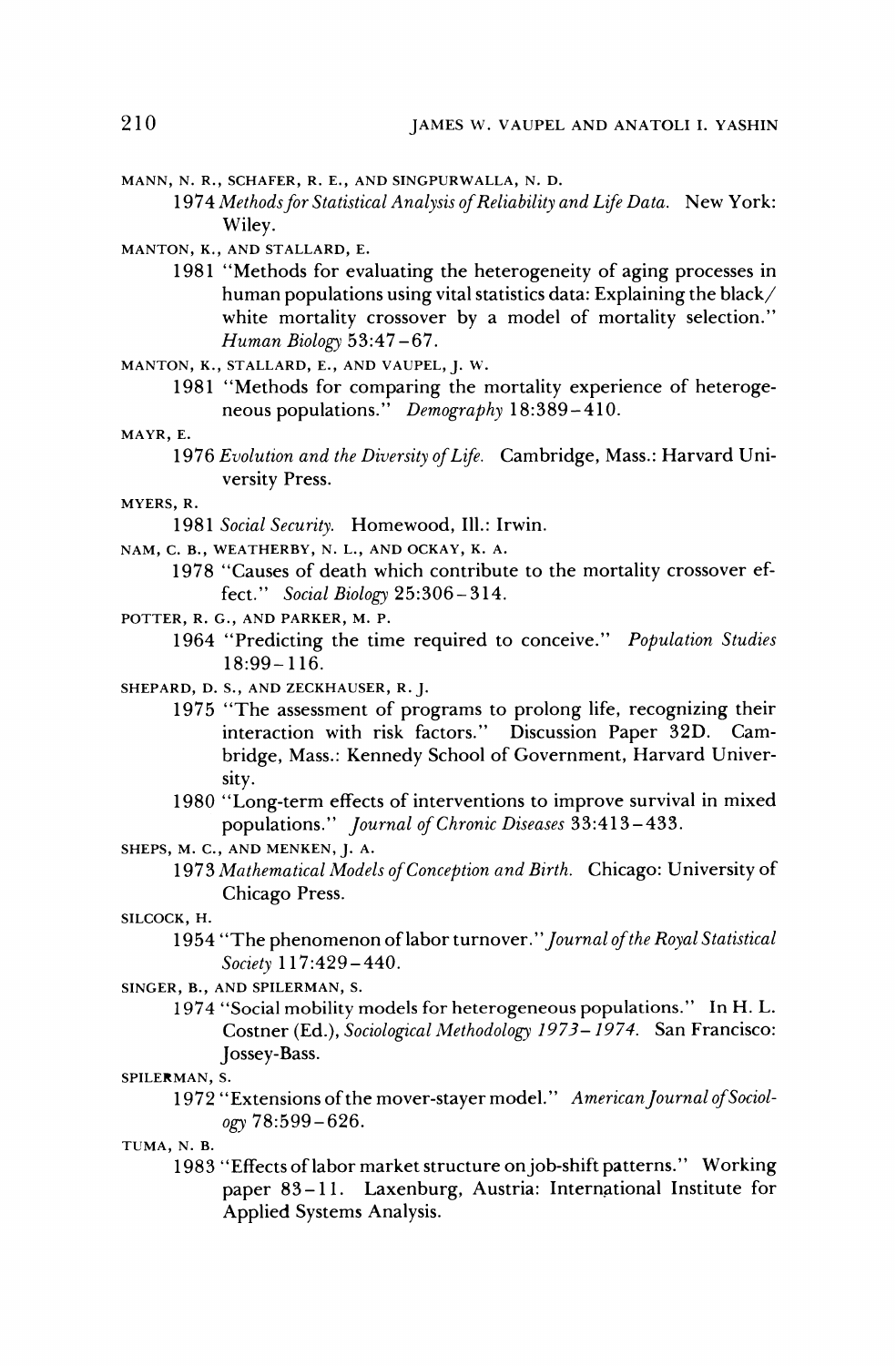MANN, N. R., SCHAFER, R. E., AND SINGPURWALLA, N. D.

1974 *Methods for Statistical Analysis of Reliability and Life Data.* New York: Wiley.

MANTON, K., AND STALLARD, E.

1981 "Methods for evaluating the heterogeneity of aging processes in human populations using vital statistics data: Explaining the black/white mortality crossover by a model of mortality selection." *Human Biology* 53:47–67.

MANTON, K., STALLARD, E., AND VAUPEL, J. W.

1981 "Methods for comparing the mortality experience of heterogeneous populations." *Demography* 18:389–410.

MAYR, E.

1976 *Evolution and the Diversity of Life.* Cambridge, Mass.: Harvard University Press.

MYERS, R.

1981 *Social Security.* Homewood, Ill.: Irwin.

NAM, C. B., WEATHERBY, N. L., AND OCKAY, K. A.

1978 "Causes of death which contribute to the mortality crossover effect." *Social Biology* 25:306–314.

POTTER, R. G., AND PARKER, M. P.

1964 "Predicting the time required to conceive." *Population Studies* 18:99–116.

SHEPARD, D. S., AND ZECKHAUSER, R. J.

1975 "The assessment of programs to prolong life, recognizing their interaction with risk factors." Discussion Paper 32D. Cambridge, Mass.: Kennedy School of Government, Harvard University.

1980 "Long-term effects of interventions to improve survival in mixed populations." *Journal of Chronic Diseases* 33:413–433.

SHEPS, M. C., AND MENKEN, J. A.

1973 *Mathematical Models of Conception and Birth.* Chicago: University of Chicago Press.

SILCOCK, H.

1954 "The phenomenon of labor turnover." *Journal of the Royal Statistical Society* 117:429–440.

SINGER, B., AND SPILERMAN, S.

1974 "Social mobility models for heterogeneous populations." In H. L. Costner (Ed.), *Sociological Methodology 1973–1974.* San Francisco: Jossey-Bass.

SPILERMAN, S.

1972 "Extensions of the mover-stayer model." *American Journal of Sociology* 78:599–626.

TUMA, N. B.

1983 "Effects of labor market structure on job-shift patterns." Working paper 83–11. Laxenburg, Austria: International Institute for Applied Systems Analysis.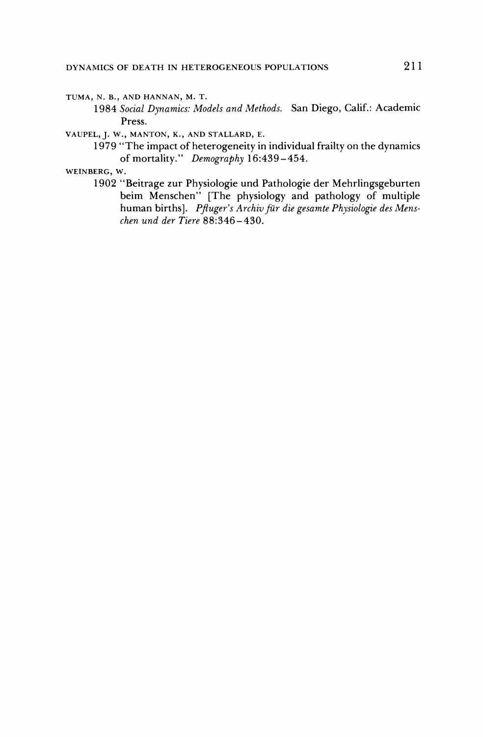TUMA, N. B., AND HANNAN, M. T.

1984 *Social Dynamics: Models and Methods.* San Diego, Calif.: Academic Press.

VAUPEL, J. W., MANTON, K., AND STALLARD, E.

1979 "The impact of heterogeneity in individual frailty on the dynamics of mortality." *Demography* 16:439–454.

WEINBERG, W.

1902 "Beitrage zur Physiologie und Pathologie der Mehrlingsgeburten beim Menschen" [The physiology and pathology of multiple human births]. *Pfluger's Archiv für die gesamte Physiologie des Menschen und der Tiere* 88:346–430.